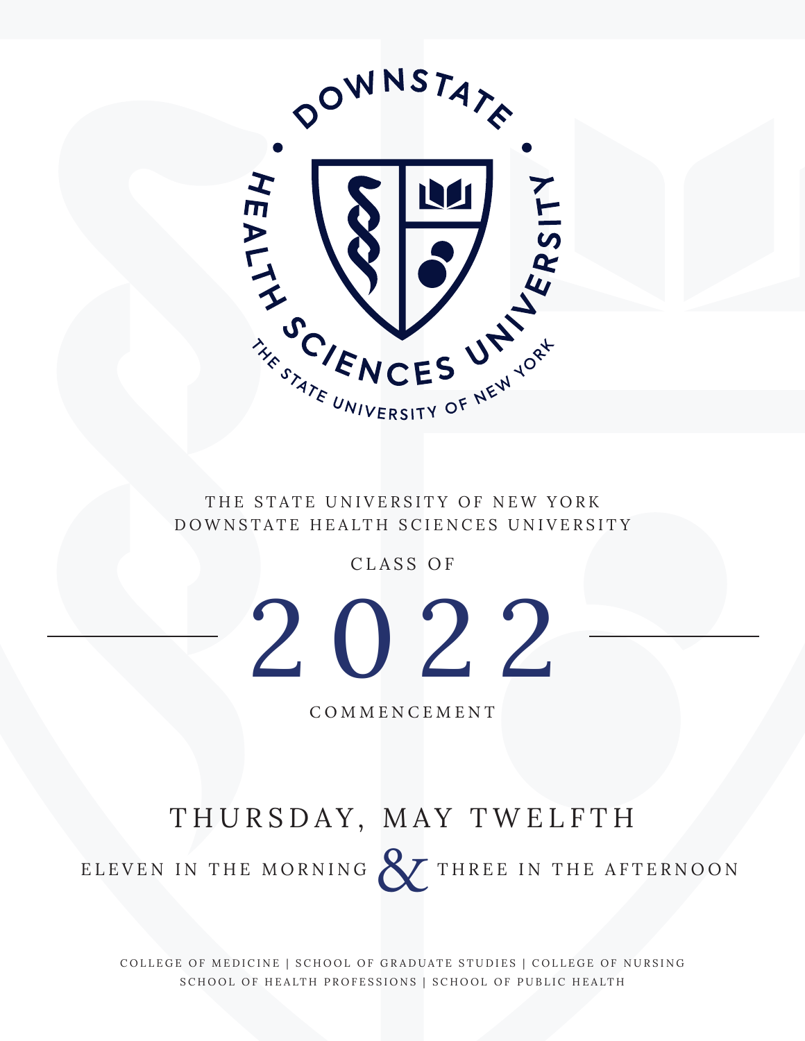THE STATE UNIVERSITY OF NEW YORK
DOWNSTATE HEALTH SCIENCES UNIVERSITY

CLASS OF

# 2022

COMMENCEMENT

## THURSDAY, MAY TWELFTH

ELEVEN IN THE MORNING & THREE IN THE AFTERNOON

COLLEGE OF MEDICINE | SCHOOL OF GRADUATE STUDIES | COLLEGE OF NURSING
SCHOOL OF HEALTH PROFESSIONS | SCHOOL OF PUBLIC HEALTH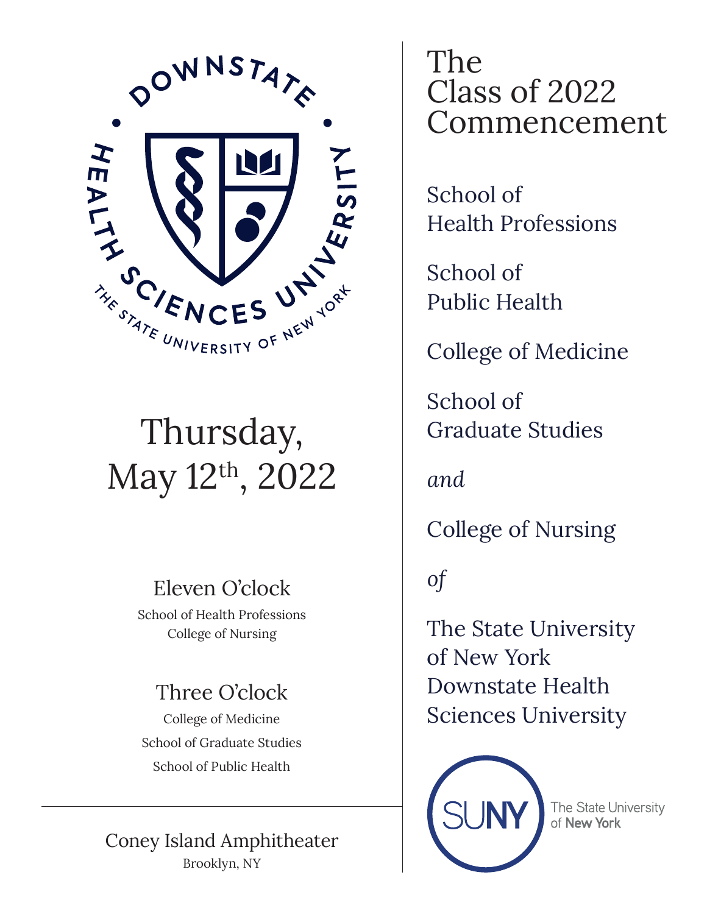# The Class of 2022 Commencement

School of Health Professions

School of Public Health

College of Medicine

School of Graduate Studies

*and*

College of Nursing

*of*

The State University of New York Downstate Health Sciences University

## Thursday, May 12th, 2022

### Eleven O'clock

School of Health Professions
College of Nursing

### Three O'clock

College of Medicine
School of Graduate Studies
School of Public Health

Coney Island Amphitheater
Brooklyn, NY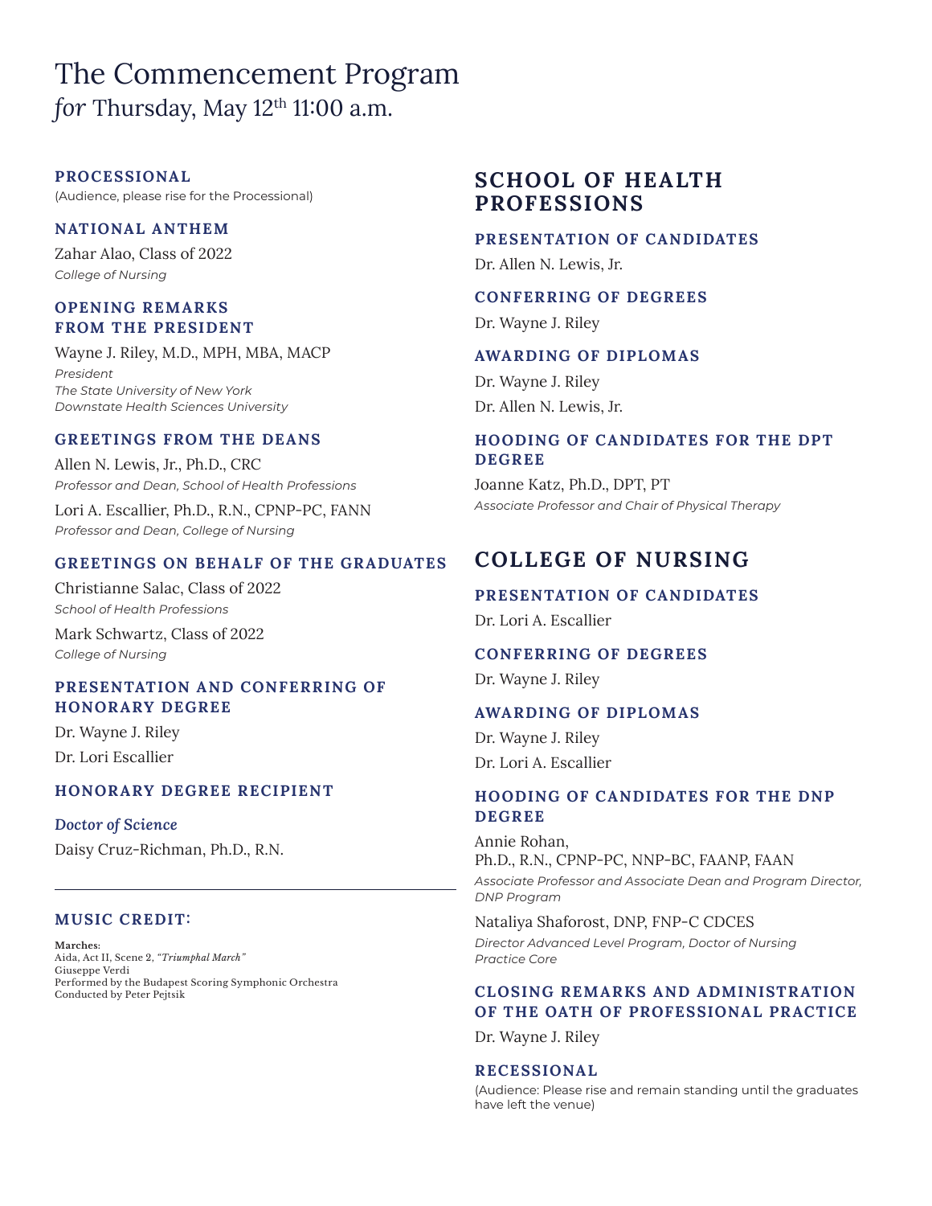# The Commencement Program

*for* Thursday, May 12th 11:00 a.m.

### PROCESSIONAL

(Audience, please rise for the Processional)

### NATIONAL ANTHEM

Zahar Alao, Class of 2022
*College of Nursing*

### OPENING REMARKS FROM THE PRESIDENT

Wayne J. Riley, M.D., MPH, MBA, MACP
*President*
*The State University of New York*
*Downstate Health Sciences University*

### GREETINGS FROM THE DEANS

Allen N. Lewis, Jr., Ph.D., CRC
*Professor and Dean, School of Health Professions*

Lori A. Escallier, Ph.D., R.N., CPNP-PC, FANN
*Professor and Dean, College of Nursing*

### GREETINGS ON BEHALF OF THE GRADUATES

Christianne Salac, Class of 2022
*School of Health Professions*

Mark Schwartz, Class of 2022
*College of Nursing*

### PRESENTATION AND CONFERRING OF HONORARY DEGREE

Dr. Wayne J. Riley

Dr. Lori Escallier

### HONORARY DEGREE RECIPIENT

*Doctor of Science*

Daisy Cruz-Richman, Ph.D., R.N.

---

### MUSIC CREDIT:

**Marches:**
Aida, Act II, Scene 2, *"Triumphal March"*
Giuseppe Verdi
Performed by the Budapest Scoring Symphonic Orchestra
Conducted by Peter Pejtsik

## SCHOOL OF HEALTH PROFESSIONS

### PRESENTATION OF CANDIDATES

Dr. Allen N. Lewis, Jr.

### CONFERRING OF DEGREES

Dr. Wayne J. Riley

### AWARDING OF DIPLOMAS

Dr. Wayne J. Riley

Dr. Allen N. Lewis, Jr.

### HOODING OF CANDIDATES FOR THE DPT DEGREE

Joanne Katz, Ph.D., DPT, PT
*Associate Professor and Chair of Physical Therapy*

## COLLEGE OF NURSING

### PRESENTATION OF CANDIDATES

Dr. Lori A. Escallier

### CONFERRING OF DEGREES

Dr. Wayne J. Riley

### AWARDING OF DIPLOMAS

Dr. Wayne J. Riley

Dr. Lori A. Escallier

### HOODING OF CANDIDATES FOR THE DNP DEGREE

Annie Rohan,
Ph.D., R.N., CPNP-PC, NNP-BC, FAANP, FAAN
*Associate Professor and Associate Dean and Program Director, DNP Program*

Nataliya Shaforost, DNP, FNP-C CDCES
*Director Advanced Level Program, Doctor of Nursing Practice Core*

### CLOSING REMARKS AND ADMINISTRATION OF THE OATH OF PROFESSIONAL PRACTICE

Dr. Wayne J. Riley

### RECESSIONAL

(Audience: Please rise and remain standing until the graduates have left the venue)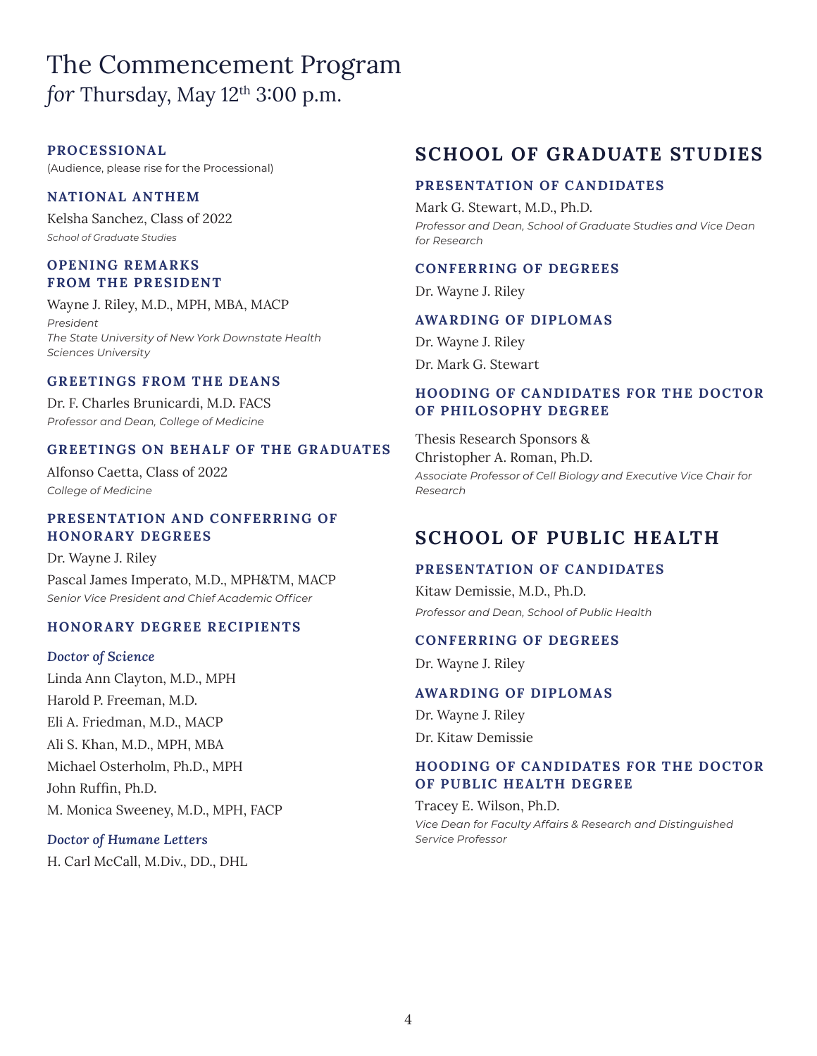# The Commencement Program
*for* Thursday, May 12th 3:00 p.m.

### PROCESSIONAL

(Audience, please rise for the Processional)

### NATIONAL ANTHEM

Kelsha Sanchez, Class of 2022
*School of Graduate Studies*

### OPENING REMARKS FROM THE PRESIDENT

Wayne J. Riley, M.D., MPH, MBA, MACP
*President*
*The State University of New York Downstate Health Sciences University*

### GREETINGS FROM THE DEANS

Dr. F. Charles Brunicardi, M.D. FACS
*Professor and Dean, College of Medicine*

### GREETINGS ON BEHALF OF THE GRADUATES

Alfonso Caetta, Class of 2022
*College of Medicine*

### PRESENTATION AND CONFERRING OF HONORARY DEGREES

Dr. Wayne J. Riley

Pascal James Imperato, M.D., MPH&TM, MACP
*Senior Vice President and Chief Academic Officer*

### HONORARY DEGREE RECIPIENTS

*Doctor of Science*

Linda Ann Clayton, M.D., MPH
Harold P. Freeman, M.D.
Eli A. Friedman, M.D., MACP
Ali S. Khan, M.D., MPH, MBA
Michael Osterholm, Ph.D., MPH
John Ruffin, Ph.D.
M. Monica Sweeney, M.D., MPH, FACP

*Doctor of Humane Letters*

H. Carl McCall, M.Div., DD., DHL

## SCHOOL OF GRADUATE STUDIES

### PRESENTATION OF CANDIDATES

Mark G. Stewart, M.D., Ph.D.
*Professor and Dean, School of Graduate Studies and Vice Dean for Research*

### CONFERRING OF DEGREES

Dr. Wayne J. Riley

### AWARDING OF DIPLOMAS

Dr. Wayne J. Riley
Dr. Mark G. Stewart

### HOODING OF CANDIDATES FOR THE DOCTOR OF PHILOSOPHY DEGREE

Thesis Research Sponsors &
Christopher A. Roman, Ph.D.
*Associate Professor of Cell Biology and Executive Vice Chair for Research*

## SCHOOL OF PUBLIC HEALTH

### PRESENTATION OF CANDIDATES

Kitaw Demissie, M.D., Ph.D.
*Professor and Dean, School of Public Health*

### CONFERRING OF DEGREES

Dr. Wayne J. Riley

### AWARDING OF DIPLOMAS

Dr. Wayne J. Riley
Dr. Kitaw Demissie

### HOODING OF CANDIDATES FOR THE DOCTOR OF PUBLIC HEALTH DEGREE

Tracey E. Wilson, Ph.D.
*Vice Dean for Faculty Affairs & Research and Distinguished Service Professor*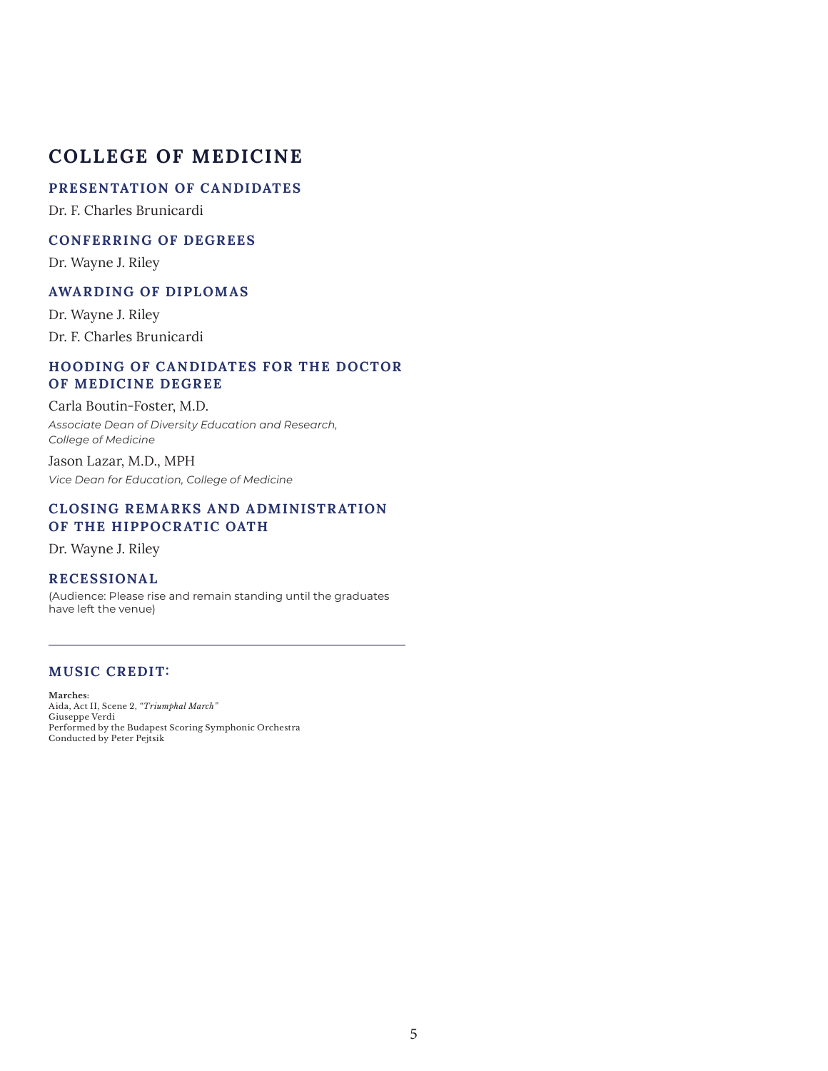# COLLEGE OF MEDICINE

## PRESENTATION OF CANDIDATES

Dr. F. Charles Brunicardi

## CONFERRING OF DEGREES

Dr. Wayne J. Riley

## AWARDING OF DIPLOMAS

Dr. Wayne J. Riley

Dr. F. Charles Brunicardi

## HOODING OF CANDIDATES FOR THE DOCTOR OF MEDICINE DEGREE

Carla Boutin-Foster, M.D.
*Associate Dean of Diversity Education and Research, College of Medicine*

Jason Lazar, M.D., MPH
*Vice Dean for Education, College of Medicine*

## CLOSING REMARKS AND ADMINISTRATION OF THE HIPPOCRATIC OATH

Dr. Wayne J. Riley

## RECESSIONAL

(Audience: Please rise and remain standing until the graduates have left the venue)

---

## MUSIC CREDIT:

**Marches:**
Aida, Act II, Scene 2, *"Triumphal March"*
Giuseppe Verdi
Performed by the Budapest Scoring Symphonic Orchestra
Conducted by Peter Pejtsik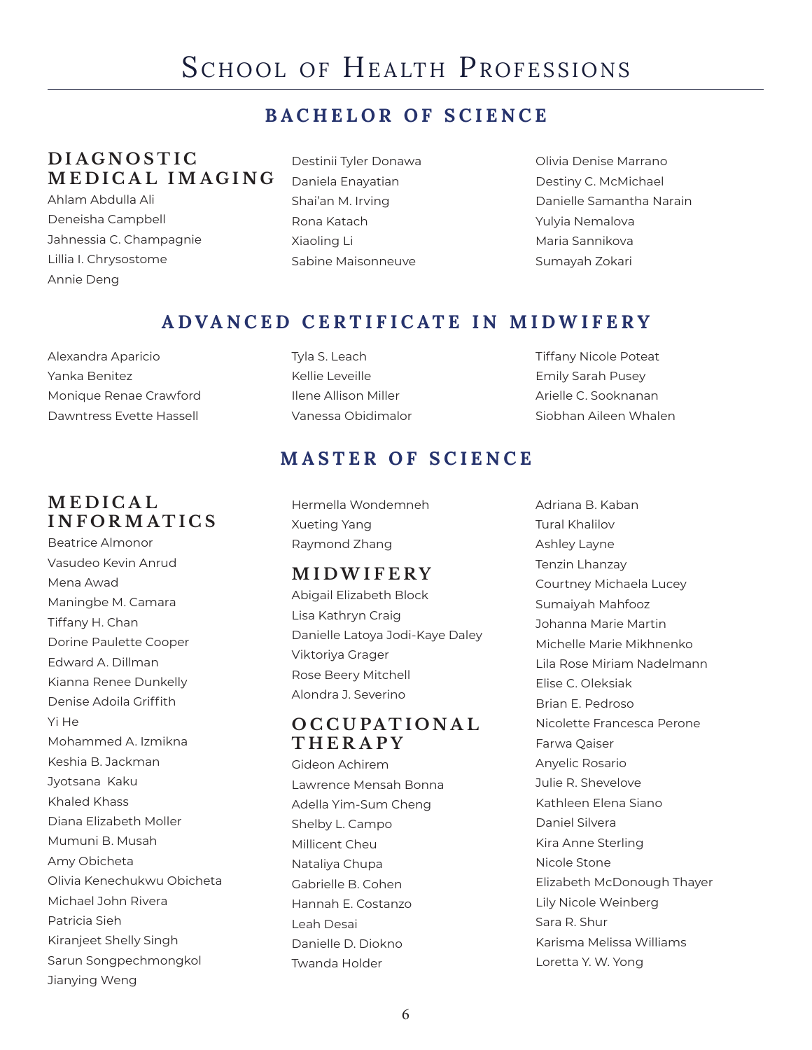# School of Health Professions

## BACHELOR OF SCIENCE

### DIAGNOSTIC MEDICAL IMAGING

Ahlam Abdulla Ali
Deneisha Campbell
Jahnessia C. Champagnie
Lillia I. Chrysostome
Annie Deng
Destinii Tyler Donawa
Daniela Enayatian
Shai'an M. Irving
Rona Katach
Xiaoling Li
Sabine Maisonneuve
Olivia Denise Marrano
Destiny C. McMichael
Danielle Samantha Narain
Yulyia Nemalova
Maria Sannikova
Sumayah Zokari

## ADVANCED CERTIFICATE IN MIDWIFERY

Alexandra Aparicio
Yanka Benitez
Monique Renae Crawford
Dawntress Evette Hassell
Tyla S. Leach
Kellie Leveille
Ilene Allison Miller
Vanessa Obidimalor
Tiffany Nicole Poteat
Emily Sarah Pusey
Arielle C. Sooknanan
Siobhan Aileen Whalen

## MASTER OF SCIENCE

### MEDICAL INFORMATICS

Beatrice Almonor
Vasudeo Kevin Anrud
Mena Awad
Maningbe M. Camara
Tiffany H. Chan
Dorine Paulette Cooper
Edward A. Dillman
Kianna Renee Dunkelly
Denise Adoila Griffith
Yi He
Mohammed A. Izmikna
Keshia B. Jackman
Jyotsana Kaku
Khaled Khass
Diana Elizabeth Moller
Mumuni B. Musah
Amy Obicheta
Olivia Kenechukwu Obicheta
Michael John Rivera
Patricia Sieh
Kiranjeet Shelly Singh
Sarun Songpechmongkol
Jianying Weng
Hermella Wondemneh
Xueting Yang
Raymond Zhang

### MIDWIFERY

Abigail Elizabeth Block
Lisa Kathryn Craig
Danielle Latoya Jodi-Kaye Daley
Viktoriya Grager
Rose Beery Mitchell
Alondra J. Severino

### OCCUPATIONAL THERAPY

Gideon Achirem
Lawrence Mensah Bonna
Adella Yim-Sum Cheng
Shelby L. Campo
Millicent Cheu
Nataliya Chupa
Gabrielle B. Cohen
Hannah E. Costanzo
Leah Desai
Danielle D. Diokno
Twanda Holder
Adriana B. Kaban
Tural Khalilov
Ashley Layne
Tenzin Lhanzay
Courtney Michaela Lucey
Sumaiyah Mahfooz
Johanna Marie Martin
Michelle Marie Mikhnenko
Lila Rose Miriam Nadelmann
Elise C. Oleksiak
Brian E. Pedroso
Nicolette Francesca Perone
Farwa Qaiser
Anyelic Rosario
Julie R. Shevelove
Kathleen Elena Siano
Daniel Silvera
Kira Anne Sterling
Nicole Stone
Elizabeth McDonough Thayer
Lily Nicole Weinberg
Sara R. Shur
Karisma Melissa Williams
Loretta Y. W. Yong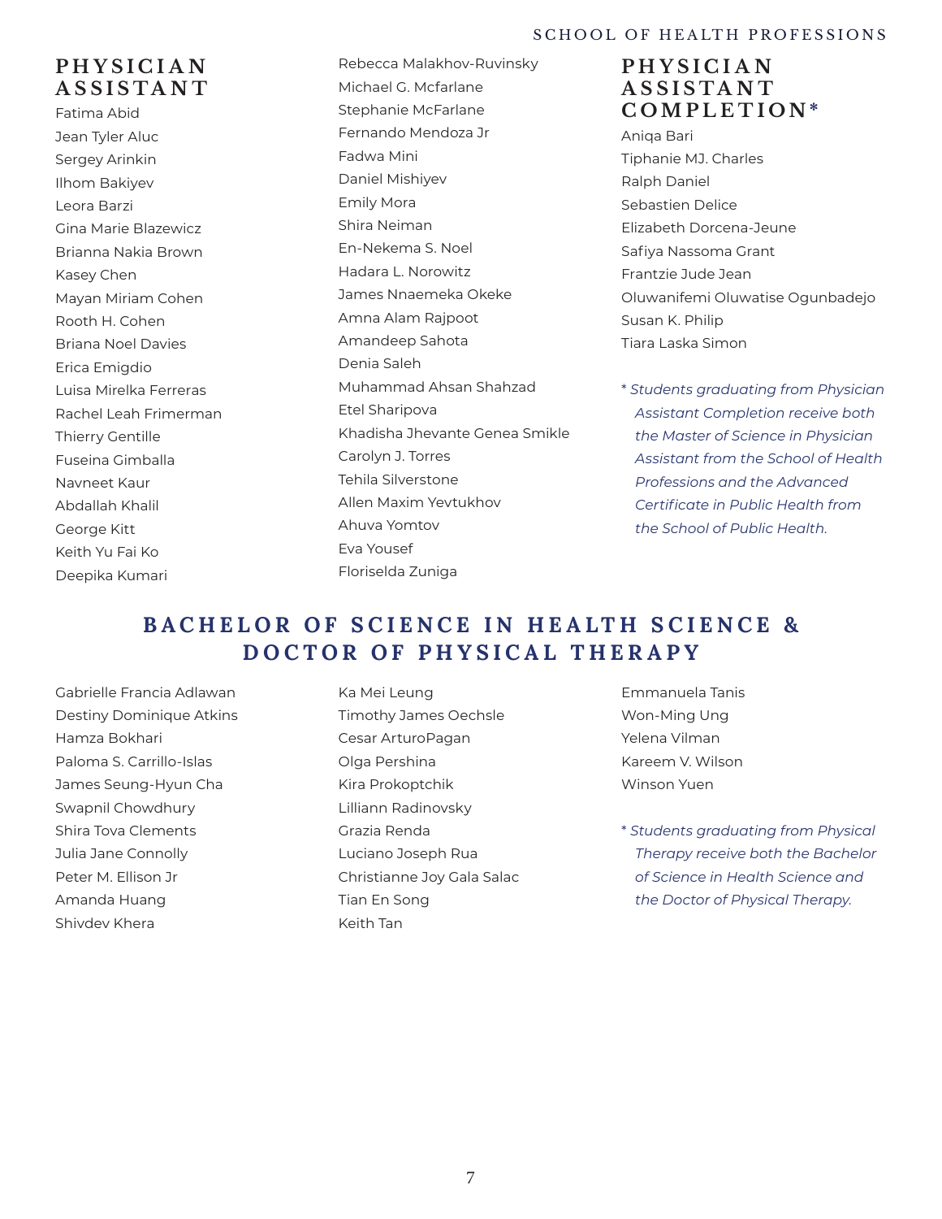## PHYSICIAN ASSISTANT

Fatima Abid
Jean Tyler Aluc
Sergey Arinkin
Ilhom Bakiyev
Leora Barzi
Gina Marie Blazewicz
Brianna Nakia Brown
Kasey Chen
Mayan Miriam Cohen
Rooth H. Cohen
Briana Noel Davies
Erica Emigdio
Luisa Mirelka Ferreras
Rachel Leah Frimerman
Thierry Gentille
Fuseina Gimballa
Navneet Kaur
Abdallah Khalil
George Kitt
Keith Yu Fai Ko
Deepika Kumari
Rebecca Malakhov-Ruvinsky
Michael G. Mcfarlane
Stephanie McFarlane
Fernando Mendoza Jr
Fadwa Mini
Daniel Mishiyev
Emily Mora
Shira Neiman
En-Nekema S. Noel
Hadara L. Norowitz
James Nnaemeka Okeke
Amna Alam Rajpoot
Amandeep Sahota
Denia Saleh
Muhammad Ahsan Shahzad
Etel Sharipova
Khadisha Jhevante Genea Smikle
Carolyn J. Torres
Tehila Silverstone
Allen Maxim Yevtukhov
Ahuva Yomtov
Eva Yousef
Floriselda Zuniga

## PHYSICIAN ASSISTANT COMPLETION*

Aniqa Bari
Tiphanie MJ. Charles
Ralph Daniel
Sebastien Delice
Elizabeth Dorcena-Jeune
Safiya Nassoma Grant
Frantzie Jude Jean
Oluwanifemi Oluwatise Ogunbadejo
Susan K. Philip
Tiara Laska Simon

*\* Students graduating from Physician Assistant Completion receive both the Master of Science in Physician Assistant from the School of Health Professions and the Advanced Certificate in Public Health from the School of Public Health.*

## BACHELOR OF SCIENCE IN HEALTH SCIENCE & DOCTOR OF PHYSICAL THERAPY

Gabrielle Francia Adlawan
Destiny Dominique Atkins
Hamza Bokhari
Paloma S. Carrillo-Islas
James Seung-Hyun Cha
Swapnil Chowdhury
Shira Tova Clements
Julia Jane Connolly
Peter M. Ellison Jr
Amanda Huang
Shivdev Khera
Ka Mei Leung
Timothy James Oechsle
Cesar ArturoPagan
Olga Pershina
Kira Prokoptchik
Lilliann Radinovsky
Grazia Renda
Luciano Joseph Rua
Christianne Joy Gala Salac
Tian En Song
Keith Tan
Emmanuela Tanis
Won-Ming Ung
Yelena Vilman
Kareem V. Wilson
Winson Yuen

*\* Students graduating from Physical Therapy receive both the Bachelor of Science in Health Science and the Doctor of Physical Therapy.*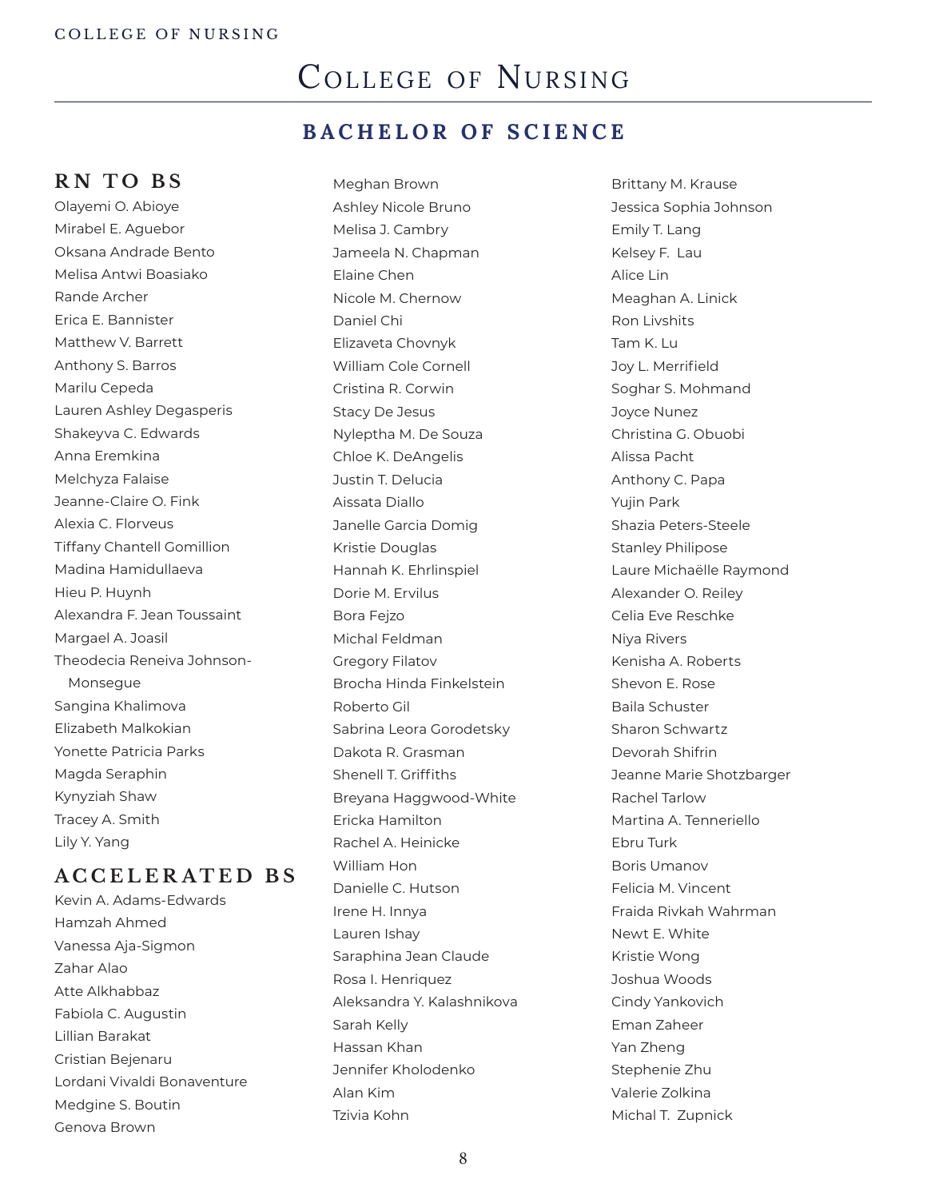# College of Nursing

## BACHELOR OF SCIENCE

### RN TO BS

Olayemi O. Abioye
Mirabel E. Aguebor
Oksana Andrade Bento
Melisa Antwi Boasiako
Rande Archer
Erica E. Bannister
Matthew V. Barrett
Anthony S. Barros
Marilu Cepeda
Lauren Ashley Degasperis
Shakeyva C. Edwards
Anna Eremkina
Melchyza Falaise
Jeanne-Claire O. Fink
Alexia C. Florveus
Tiffany Chantell Gomillion
Madina Hamidullaeva
Hieu P. Huynh
Alexandra F. Jean Toussaint
Margael A. Joasil
Theodecia Reneiva Johnson-Monsegue
Sangina Khalimova
Elizabeth Malkokian
Yonette Patricia Parks
Magda Seraphin
Kynyziah Shaw
Tracey A. Smith
Lily Y. Yang

### ACCELERATED BS

Kevin A. Adams-Edwards
Hamzah Ahmed
Vanessa Aja-Sigmon
Zahar Alao
Atte Alkhabbaz
Fabiola C. Augustin
Lillian Barakat
Cristian Bejenaru
Lordani Vivaldi Bonaventure
Medgine S. Boutin
Genova Brown
Meghan Brown
Ashley Nicole Bruno
Melisa J. Cambry
Jameela N. Chapman
Elaine Chen
Nicole M. Chernow
Daniel Chi
Elizaveta Chovnyk
William Cole Cornell
Cristina R. Corwin
Stacy De Jesus
Nyleptha M. De Souza
Chloe K. DeAngelis
Justin T. Delucia
Aissata Diallo
Janelle Garcia Domig
Kristie Douglas
Hannah K. Ehrlinspiel
Dorie M. Ervilus
Bora Fejzo
Michal Feldman
Gregory Filatov
Brocha Hinda Finkelstein
Roberto Gil
Sabrina Leora Gorodetsky
Dakota R. Grasman
Shenell T. Griffiths
Breyana Haggwood-White
Ericka Hamilton
Rachel A. Heinicke
William Hon
Danielle C. Hutson
Irene H. Innya
Lauren Ishay
Saraphina Jean Claude
Rosa I. Henriquez
Aleksandra Y. Kalashnikova
Sarah Kelly
Hassan Khan
Jennifer Kholodenko
Alan Kim
Tzivia Kohn
Brittany M. Krause
Jessica Sophia Johnson
Emily T. Lang
Kelsey F. Lau
Alice Lin
Meaghan A. Linick
Ron Livshits
Tam K. Lu
Joy L. Merrifield
Soghar S. Mohmand
Joyce Nunez
Christina G. Obuobi
Alissa Pacht
Anthony C. Papa
Yujin Park
Shazia Peters-Steele
Stanley Philipose
Laure Michaëlle Raymond
Alexander O. Reiley
Celia Eve Reschke
Niya Rivers
Kenisha A. Roberts
Shevon E. Rose
Baila Schuster
Sharon Schwartz
Devorah Shifrin
Jeanne Marie Shotzbarger
Rachel Tarlow
Martina A. Tenneriello
Ebru Turk
Boris Umanov
Felicia M. Vincent
Fraida Rivkah Wahrman
Newt E. White
Kristie Wong
Joshua Woods
Cindy Yankovich
Eman Zaheer
Yan Zheng
Stephenie Zhu
Valerie Zolkina
Michal T. Zupnick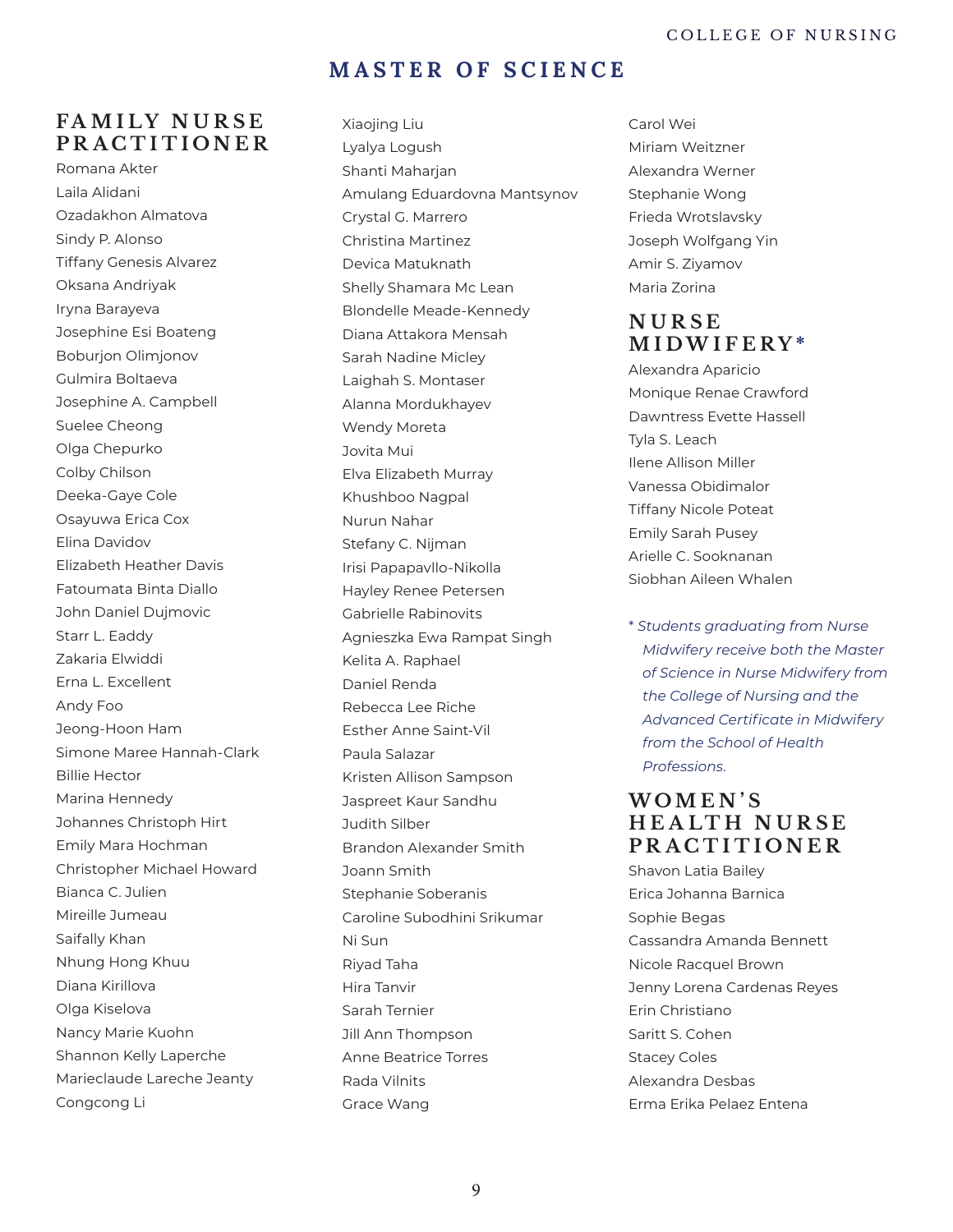# MASTER OF SCIENCE

## FAMILY NURSE PRACTITIONER

Romana Akter
Laila Alidani
Ozadakhon Almatova
Sindy P. Alonso
Tiffany Genesis Alvarez
Oksana Andriyak
Iryna Barayeva
Josephine Esi Boateng
Boburjon Olimjonov
Gulmira Boltaeva
Josephine A. Campbell
Suelee Cheong
Olga Chepurko
Colby Chilson
Deeka-Gaye Cole
Osayuwa Erica Cox
Elina Davidov
Elizabeth Heather Davis
Fatoumata Binta Diallo
John Daniel Dujmovic
Starr L. Eaddy
Zakaria Elwiddi
Erna L. Excellent
Andy Foo
Jeong-Hoon Ham
Simone Maree Hannah-Clark
Billie Hector
Marina Hennedy
Johannes Christoph Hirt
Emily Mara Hochman
Christopher Michael Howard
Bianca C. Julien
Mireille Jumeau
Saifally Khan
Nhung Hong Khuu
Diana Kirillova
Olga Kiselova
Nancy Marie Kuohn
Shannon Kelly Laperche
Marieclaude Lareche Jeanty
Congcong Li
Xiaojing Liu
Lyalya Logush
Shanti Maharjan
Amulang Eduardovna Mantsynov
Crystal G. Marrero
Christina Martinez
Devica Matuknath
Shelly Shamara Mc Lean
Blondelle Meade-Kennedy
Diana Attakora Mensah
Sarah Nadine Micley
Laighah S. Montaser
Alanna Mordukhayev
Wendy Moreta
Jovita Mui
Elva Elizabeth Murray
Khushboo Nagpal
Nurun Nahar
Stefany C. Nijman
Irisi Papapavllo-Nikolla
Hayley Renee Petersen
Gabrielle Rabinovits
Agnieszka Ewa Rampat Singh
Kelita A. Raphael
Daniel Renda
Rebecca Lee Riche
Esther Anne Saint-Vil
Paula Salazar
Kristen Allison Sampson
Jaspreet Kaur Sandhu
Judith Silber
Brandon Alexander Smith
Joann Smith
Stephanie Soberanis
Caroline Subodhini Srikumar
Ni Sun
Riyad Taha
Hira Tanvir
Sarah Ternier
Jill Ann Thompson
Anne Beatrice Torres
Rada Vilnits
Grace Wang
Carol Wei
Miriam Weitzner
Alexandra Werner
Stephanie Wong
Frieda Wrotslavsky
Joseph Wolfgang Yin
Amir S. Ziyamov
Maria Zorina

## NURSE MIDWIFERY*

Alexandra Aparicio
Monique Renae Crawford
Dawntress Evette Hassell
Tyla S. Leach
Ilene Allison Miller
Vanessa Obidimalor
Tiffany Nicole Poteat
Emily Sarah Pusey
Arielle C. Sooknanan
Siobhan Aileen Whalen

*\* Students graduating from Nurse Midwifery receive both the Master of Science in Nurse Midwifery from the College of Nursing and the Advanced Certificate in Midwifery from the School of Health Professions.*

## WOMEN'S HEALTH NURSE PRACTITIONER

Shavon Latia Bailey
Erica Johanna Barnica
Sophie Begas
Cassandra Amanda Bennett
Nicole Racquel Brown
Jenny Lorena Cardenas Reyes
Erin Christiano
Saritt S. Cohen
Stacey Coles
Alexandra Desbas
Erma Erika Pelaez Entena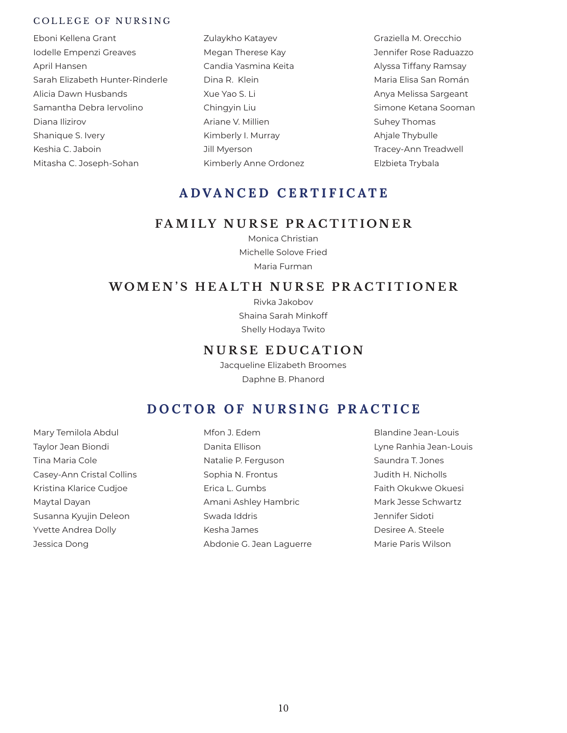COLLEGE OF NURSING

Eboni Kellena Grant
Iodelle Empenzi Greaves
April Hansen
Sarah Elizabeth Hunter-Rinderle
Alicia Dawn Husbands
Samantha Debra Iervolino
Diana Ilizirov
Shanique S. Ivery
Keshia C. Jaboin
Mitasha C. Joseph-Sohan
Zulaykho Katayev
Megan Therese Kay
Candia Yasmina Keita
Dina R. Klein
Xue Yao S. Li
Chingyin Liu
Ariane V. Millien
Kimberly I. Murray
Jill Myerson
Kimberly Anne Ordonez
Graziella M. Orecchio
Jennifer Rose Raduazzo
Alyssa Tiffany Ramsay
Maria Elisa San Román
Anya Melissa Sargeant
Simone Ketana Sooman
Suhey Thomas
Ahjale Thybulle
Tracey-Ann Treadwell
Elzbieta Trybala

## ADVANCED CERTIFICATE

### FAMILY NURSE PRACTITIONER

Monica Christian
Michelle Solove Fried
Maria Furman

### WOMEN'S HEALTH NURSE PRACTITIONER

Rivka Jakobov
Shaina Sarah Minkoff
Shelly Hodaya Twito

### NURSE EDUCATION

Jacqueline Elizabeth Broomes
Daphne B. Phanord

## DOCTOR OF NURSING PRACTICE

Mary Temilola Abdul
Taylor Jean Biondi
Tina Maria Cole
Casey-Ann Cristal Collins
Kristina Klarice Cudjoe
Maytal Dayan
Susanna Kyujin Deleon
Yvette Andrea Dolly
Jessica Dong
Mfon J. Edem
Danita Ellison
Natalie P. Ferguson
Sophia N. Frontus
Erica L. Gumbs
Amani Ashley Hambric
Swada Iddris
Kesha James
Abdonie G. Jean Laguerre
Blandine Jean-Louis
Lyne Ranhia Jean-Louis
Saundra T. Jones
Judith H. Nicholls
Faith Okukwe Okuesi
Mark Jesse Schwartz
Jennifer Sidoti
Desiree A. Steele
Marie Paris Wilson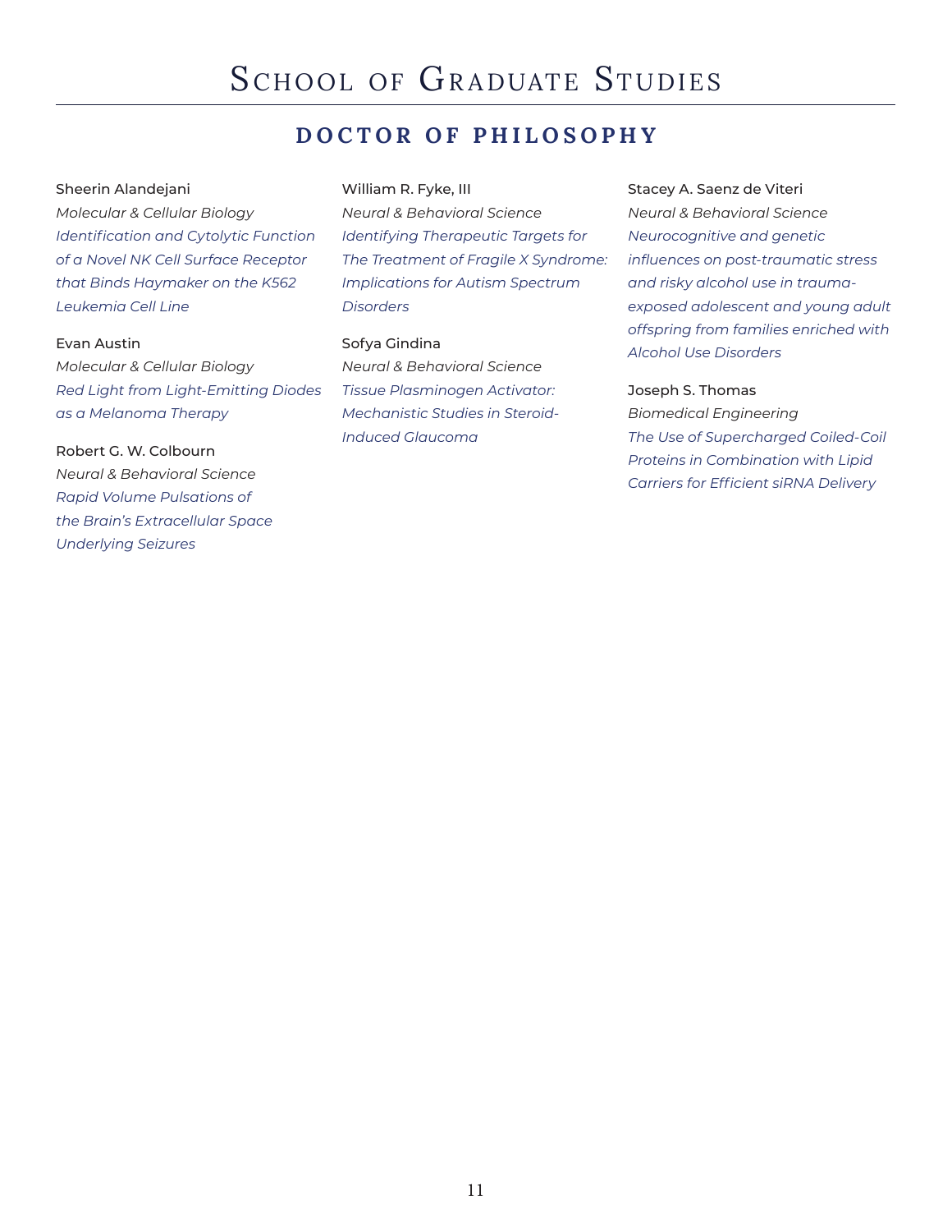# School of Graduate Studies

## DOCTOR OF PHILOSOPHY

Sheerin Alandejani
*Molecular & Cellular Biology*
*Identification and Cytolytic Function of a Novel NK Cell Surface Receptor that Binds Haymaker on the K562 Leukemia Cell Line*

Evan Austin
*Molecular & Cellular Biology*
*Red Light from Light-Emitting Diodes as a Melanoma Therapy*

Robert G. W. Colbourn
*Neural & Behavioral Science*
*Rapid Volume Pulsations of the Brain's Extracellular Space Underlying Seizures*

William R. Fyke, III
*Neural & Behavioral Science*
*Identifying Therapeutic Targets for The Treatment of Fragile X Syndrome: Implications for Autism Spectrum Disorders*

Sofya Gindina
*Neural & Behavioral Science*
*Tissue Plasminogen Activator: Mechanistic Studies in Steroid-Induced Glaucoma*

Stacey A. Saenz de Viteri
*Neural & Behavioral Science*
*Neurocognitive and genetic influences on post-traumatic stress and risky alcohol use in trauma-exposed adolescent and young adult offspring from families enriched with Alcohol Use Disorders*

Joseph S. Thomas
*Biomedical Engineering*
*The Use of Supercharged Coiled-Coil Proteins in Combination with Lipid Carriers for Efficient siRNA Delivery*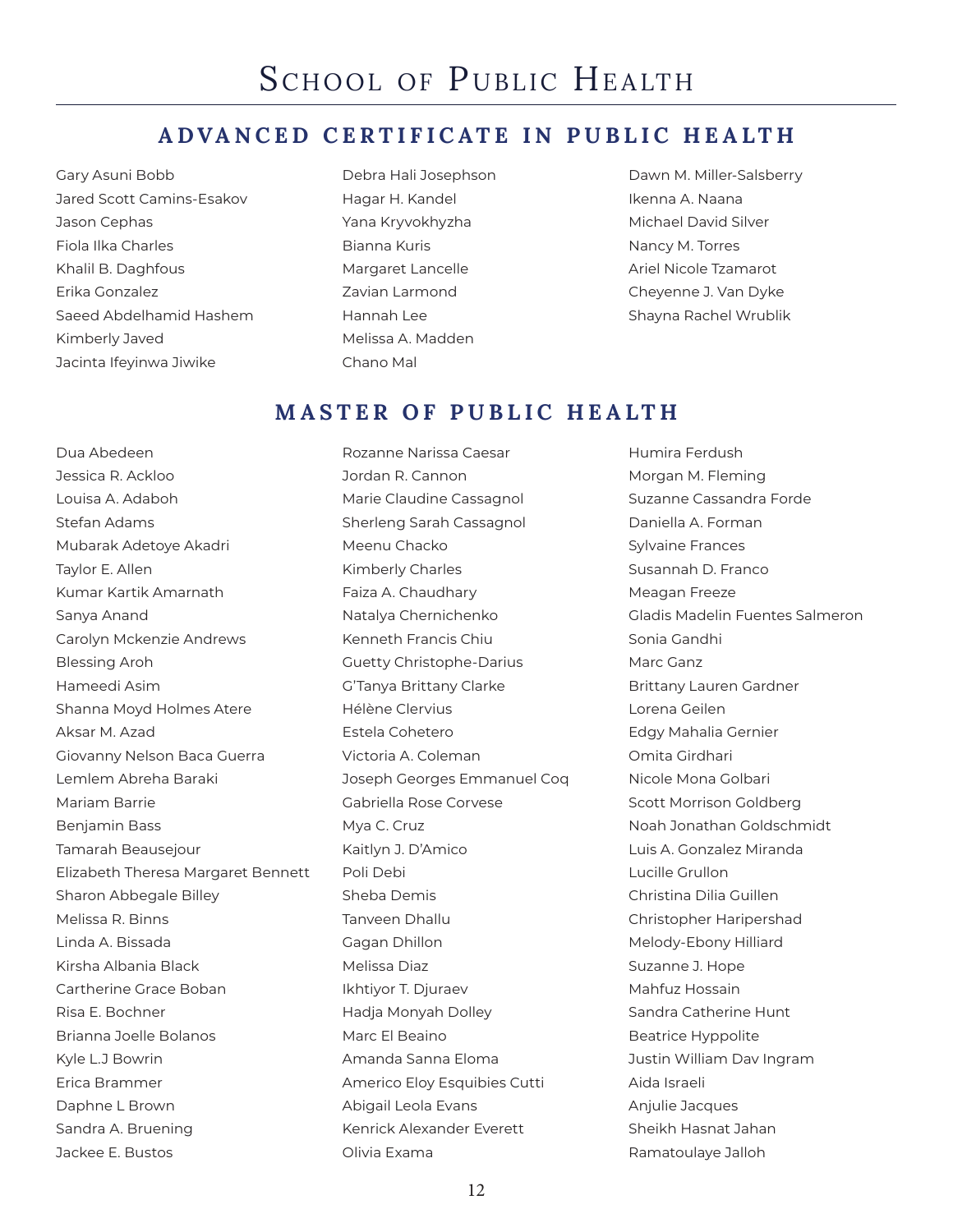# School of Public Health

## ADVANCED CERTIFICATE IN PUBLIC HEALTH

Gary Asuni Bobb
Jared Scott Camins-Esakov
Jason Cephas
Fiola Ilka Charles
Khalil B. Daghfous
Erika Gonzalez
Saeed Abdelhamid Hashem
Kimberly Javed
Jacinta Ifeyinwa Jiwike
Debra Hali Josephson
Hagar H. Kandel
Yana Kryvokhyzha
Bianna Kuris
Margaret Lancelle
Zavian Larmond
Hannah Lee
Melissa A. Madden
Chano Mal
Dawn M. Miller-Salsberry
Ikenna A. Naana
Michael David Silver
Nancy M. Torres
Ariel Nicole Tzamarot
Cheyenne J. Van Dyke
Shayna Rachel Wrublik

## MASTER OF PUBLIC HEALTH

Dua Abedeen
Jessica R. Ackloo
Louisa A. Adaboh
Stefan Adams
Mubarak Adetoye Akadri
Taylor E. Allen
Kumar Kartik Amarnath
Sanya Anand
Carolyn Mckenzie Andrews
Blessing Aroh
Hameedi Asim
Shanna Moyd Holmes Atere
Aksar M. Azad
Giovanny Nelson Baca Guerra
Lemlem Abreha Baraki
Mariam Barrie
Benjamin Bass
Tamarah Beausejour
Elizabeth Theresa Margaret Bennett
Sharon Abbegale Billey
Melissa R. Binns
Linda A. Bissada
Kirsha Albania Black
Cartherine Grace Boban
Risa E. Bochner
Brianna Joelle Bolanos
Kyle L.J Bowrin
Erica Brammer
Daphne L Brown
Sandra A. Bruening
Jackee E. Bustos
Rozanne Narissa Caesar
Jordan R. Cannon
Marie Claudine Cassagnol
Sherleng Sarah Cassagnol
Meenu Chacko
Kimberly Charles
Faiza A. Chaudhary
Natalya Chernichenko
Kenneth Francis Chiu
Guetty Christophe-Darius
G'Tanya Brittany Clarke
Hélène Clervius
Estela Cohetero
Victoria A. Coleman
Joseph Georges Emmanuel Coq
Gabriella Rose Corvese
Mya C. Cruz
Kaitlyn J. D'Amico
Poli Debi
Sheba Demis
Tanveen Dhallu
Gagan Dhillon
Melissa Diaz
Ikhtiyor T. Djuraev
Hadja Monyah Dolley
Marc El Beaino
Amanda Sanna Eloma
Americo Eloy Esquibies Cutti
Abigail Leola Evans
Kenrick Alexander Everett
Olivia Exama
Humira Ferdush
Morgan M. Fleming
Suzanne Cassandra Forde
Daniella A. Forman
Sylvaine Frances
Susannah D. Franco
Meagan Freeze
Gladis Madelin Fuentes Salmeron
Sonia Gandhi
Marc Ganz
Brittany Lauren Gardner
Lorena Geilen
Edgy Mahalia Gernier
Omita Girdhari
Nicole Mona Golbari
Scott Morrison Goldberg
Noah Jonathan Goldschmidt
Luis A. Gonzalez Miranda
Lucille Grullon
Christina Dilia Guillen
Christopher Haripershad
Melody-Ebony Hilliard
Suzanne J. Hope
Mahfuz Hossain
Sandra Catherine Hunt
Beatrice Hyppolite
Justin William Dav Ingram
Aida Israeli
Anjulie Jacques
Sheikh Hasnat Jahan
Ramatoulaye Jalloh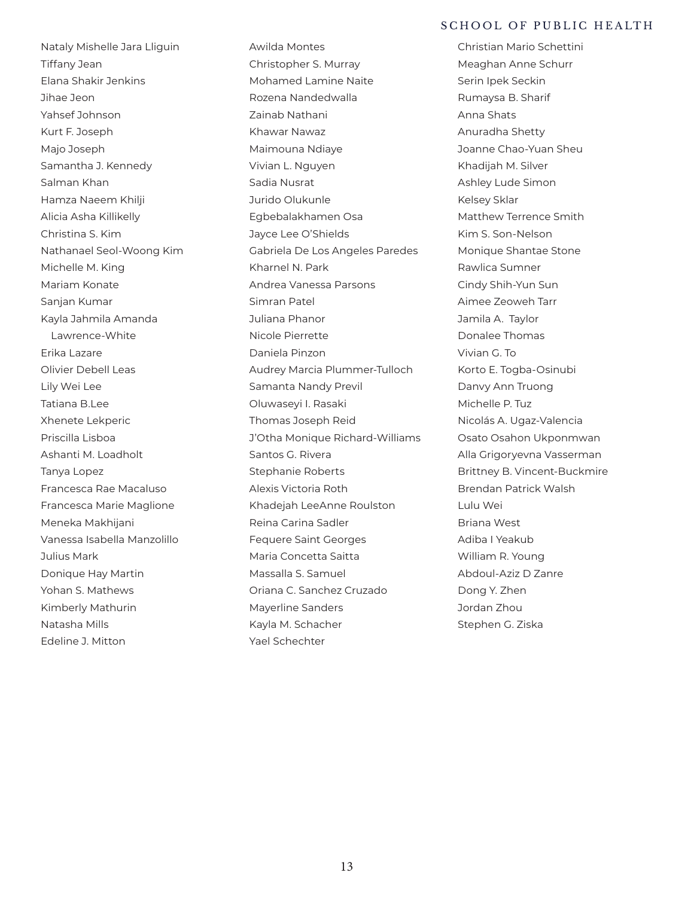Nataly Mishelle Jara Lliguin
Tiffany Jean
Elana Shakir Jenkins
Jihae Jeon
Yahsef Johnson
Kurt F. Joseph
Majo Joseph
Samantha J. Kennedy
Salman Khan
Hamza Naeem Khilji
Alicia Asha Killikelly
Christina S. Kim
Nathanael Seol-Woong Kim
Michelle M. King
Mariam Konate
Sanjan Kumar
Kayla Jahmila Amanda Lawrence-White
Erika Lazare
Olivier Debell Leas
Lily Wei Lee
Tatiana B.Lee
Xhenete Lekperic
Priscilla Lisboa
Ashanti M. Loadholt
Tanya Lopez
Francesca Rae Macaluso
Francesca Marie Maglione
Meneka Makhijani
Vanessa Isabella Manzolillo
Julius Mark
Donique Hay Martin
Yohan S. Mathews
Kimberly Mathurin
Natasha Mills
Edeline J. Mitton
Awilda Montes
Christopher S. Murray
Mohamed Lamine Naite
Rozena Nandedwalla
Zainab Nathani
Khawar Nawaz
Maimouna Ndiaye
Vivian L. Nguyen
Sadia Nusrat
Jurido Olukunle
Egbebalakhamen Osa
Jayce Lee O'Shields
Gabriela De Los Angeles Paredes
Kharnel N. Park
Andrea Vanessa Parsons
Simran Patel
Juliana Phanor
Nicole Pierrette
Daniela Pinzon
Audrey Marcia Plummer-Tulloch
Samanta Nandy Previl
Oluwaseyi I. Rasaki
Thomas Joseph Reid
J'Otha Monique Richard-Williams
Santos G. Rivera
Stephanie Roberts
Alexis Victoria Roth
Khadejah LeeAnne Roulston
Reina Carina Sadler
Fequere Saint Georges
Maria Concetta Saitta
Massalla S. Samuel
Oriana C. Sanchez Cruzado
Mayerline Sanders
Kayla M. Schacher
Yael Schechter
Christian Mario Schettini
Meaghan Anne Schurr
Serin Ipek Seckin
Rumaysa B. Sharif
Anna Shats
Anuradha Shetty
Joanne Chao-Yuan Sheu
Khadijah M. Silver
Ashley Lude Simon
Kelsey Sklar
Matthew Terrence Smith
Kim S. Son-Nelson
Monique Shantae Stone
Rawlica Sumner
Cindy Shih-Yun Sun
Aimee Zeoweh Tarr
Jamila A. Taylor
Donalee Thomas
Vivian G. To
Korto E. Togba-Osinubi
Danvy Ann Truong
Michelle P. Tuz
Nicolás A. Ugaz-Valencia
Osato Osahon Ukponmwan
Alla Grigoryevna Vasserman
Brittney B. Vincent-Buckmire
Brendan Patrick Walsh
Lulu Wei
Briana West
Adiba I Yeakub
William R. Young
Abdoul-Aziz D Zanre
Dong Y. Zhen
Jordan Zhou
Stephen G. Ziska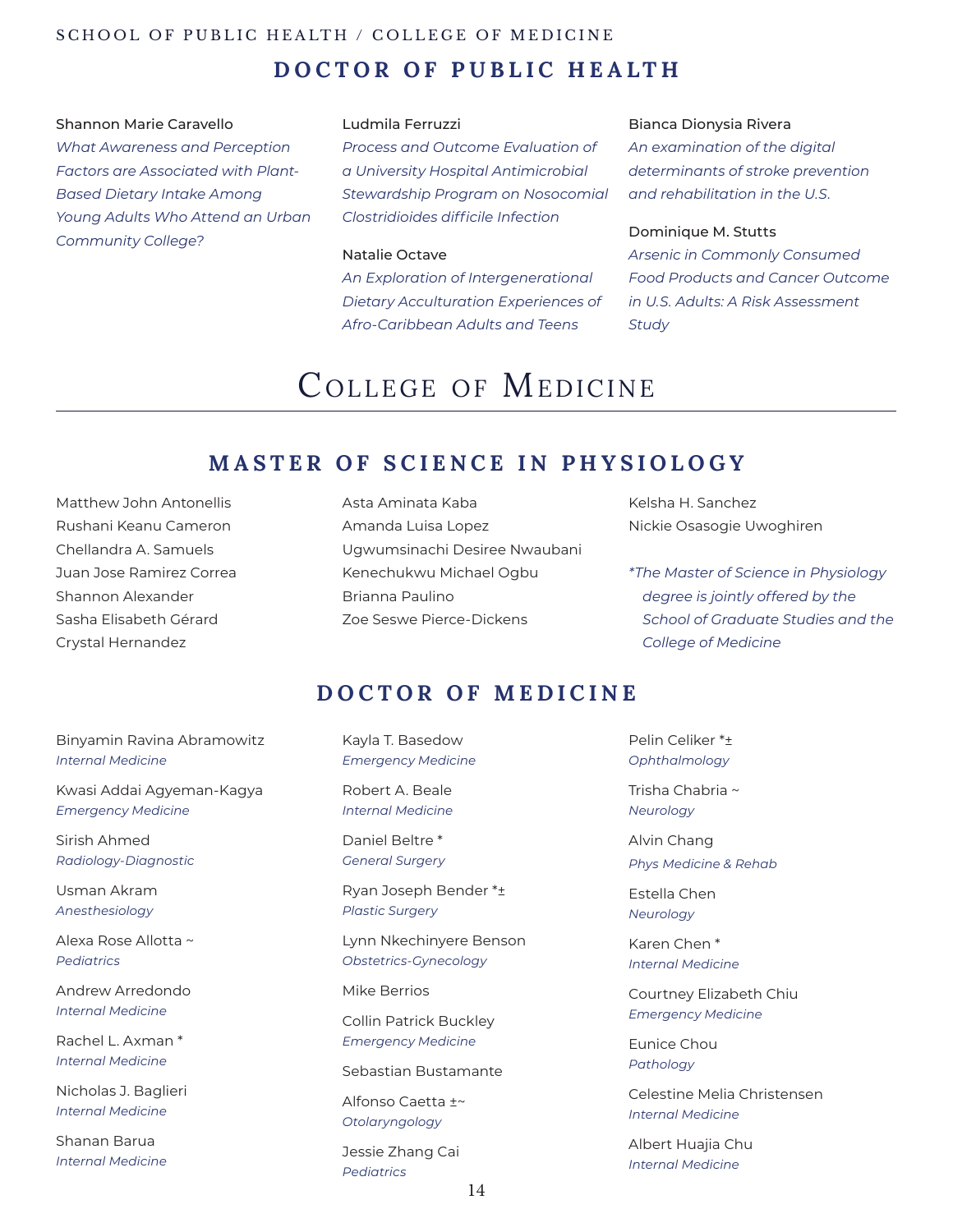SCHOOL OF PUBLIC HEALTH / COLLEGE OF MEDICINE

## DOCTOR OF PUBLIC HEALTH

Shannon Marie Caravello
*What Awareness and Perception Factors are Associated with Plant-Based Dietary Intake Among Young Adults Who Attend an Urban Community College?*

Ludmila Ferruzzi
*Process and Outcome Evaluation of a University Hospital Antimicrobial Stewardship Program on Nosocomial Clostridioides difficile Infection*

Natalie Octave
*An Exploration of Intergenerational Dietary Acculturation Experiences of Afro-Caribbean Adults and Teens*

Bianca Dionysia Rivera
*An examination of the digital determinants of stroke prevention and rehabilitation in the U.S.*

Dominique M. Stutts
*Arsenic in Commonly Consumed Food Products and Cancer Outcome in U.S. Adults: A Risk Assessment Study*

# College of Medicine

## MASTER OF SCIENCE IN PHYSIOLOGY

Matthew John Antonellis
Rushani Keanu Cameron
Chellandra A. Samuels
Juan Jose Ramirez Correa
Shannon Alexander
Sasha Elisabeth Gérard
Crystal Hernandez
Asta Aminata Kaba
Amanda Luisa Lopez
Ugwumsinachi Desiree Nwaubani
Kenechukwu Michael Ogbu
Brianna Paulino
Zoe Seswe Pierce-Dickens
Kelsha H. Sanchez
Nickie Osasogie Uwoghiren

*\*The Master of Science in Physiology degree is jointly offered by the School of Graduate Studies and the College of Medicine*

## DOCTOR OF MEDICINE

Binyamin Ravina Abramowitz
*Internal Medicine*

Kwasi Addai Agyeman-Kagya
*Emergency Medicine*

Sirish Ahmed
*Radiology-Diagnostic*

Usman Akram
*Anesthesiology*

Alexa Rose Allotta ~
*Pediatrics*

Andrew Arredondo
*Internal Medicine*

Rachel L. Axman *
*Internal Medicine*

Nicholas J. Baglieri
*Internal Medicine*

Shanan Barua
*Internal Medicine*

Kayla T. Basedow
*Emergency Medicine*

Robert A. Beale
*Internal Medicine*

Daniel Beltre *
*General Surgery*

Ryan Joseph Bender *±
*Plastic Surgery*

Lynn Nkechinyere Benson
*Obstetrics-Gynecology*

Mike Berrios

Collin Patrick Buckley
*Emergency Medicine*

Sebastian Bustamante

Alfonso Caetta ±~
*Otolaryngology*

Jessie Zhang Cai
*Pediatrics*

Pelin Celiker *±
*Ophthalmology*

Trisha Chabria ~
*Neurology*

Alvin Chang
*Phys Medicine & Rehab*

Estella Chen
*Neurology*

Karen Chen *
*Internal Medicine*

Courtney Elizabeth Chiu
*Emergency Medicine*

Eunice Chou
*Pathology*

Celestine Melia Christensen
*Internal Medicine*

Albert Huajia Chu
*Internal Medicine*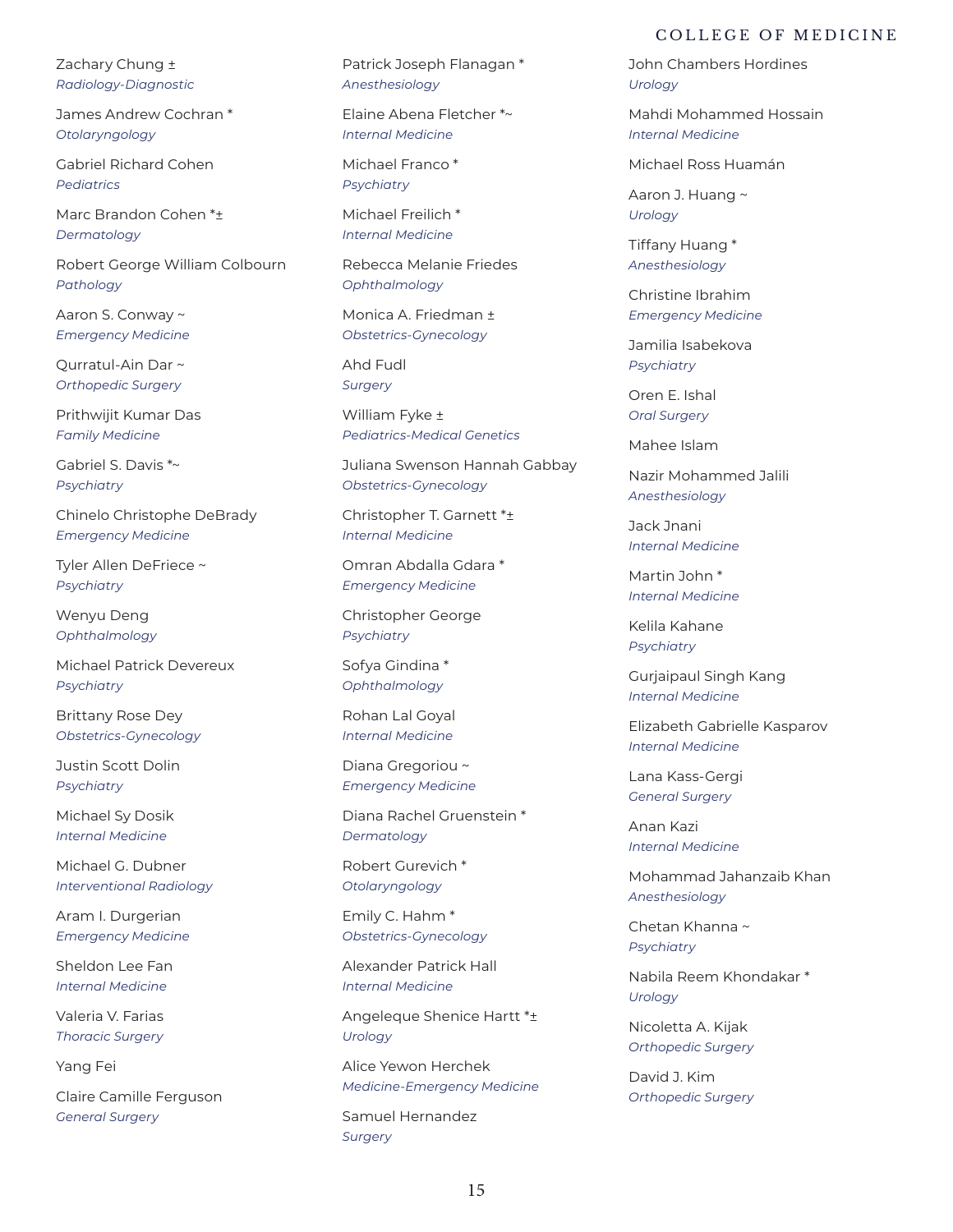Zachary Chung ±
*Radiology-Diagnostic*

James Andrew Cochran *
*Otolaryngology*

Gabriel Richard Cohen
*Pediatrics*

Marc Brandon Cohen *±
*Dermatology*

Robert George William Colbourn
*Pathology*

Aaron S. Conway ~
*Emergency Medicine*

Qurratul-Ain Dar ~
*Orthopedic Surgery*

Prithwijit Kumar Das
*Family Medicine*

Gabriel S. Davis *~
*Psychiatry*

Chinelo Christophe DeBrady
*Emergency Medicine*

Tyler Allen DeFriece ~
*Psychiatry*

Wenyu Deng
*Ophthalmology*

Michael Patrick Devereux
*Psychiatry*

Brittany Rose Dey
*Obstetrics-Gynecology*

Justin Scott Dolin
*Psychiatry*

Michael Sy Dosik
*Internal Medicine*

Michael G. Dubner
*Interventional Radiology*

Aram I. Durgerian
*Emergency Medicine*

Sheldon Lee Fan
*Internal Medicine*

Valeria V. Farias
*Thoracic Surgery*

Yang Fei

Claire Camille Ferguson
*General Surgery*

Patrick Joseph Flanagan *
*Anesthesiology*

Elaine Abena Fletcher *~
*Internal Medicine*

Michael Franco *
*Psychiatry*

Michael Freilich *
*Internal Medicine*

Rebecca Melanie Friedes
*Ophthalmology*

Monica A. Friedman ±
*Obstetrics-Gynecology*

Ahd Fudl
*Surgery*

William Fyke ±
*Pediatrics-Medical Genetics*

Juliana Swenson Hannah Gabbay
*Obstetrics-Gynecology*

Christopher T. Garnett *±
*Internal Medicine*

Omran Abdalla Gdara *
*Emergency Medicine*

Christopher George
*Psychiatry*

Sofya Gindina *
*Ophthalmology*

Rohan Lal Goyal
*Internal Medicine*

Diana Gregoriou ~
*Emergency Medicine*

Diana Rachel Gruenstein *
*Dermatology*

Robert Gurevich *
*Otolaryngology*

Emily C. Hahm *
*Obstetrics-Gynecology*

Alexander Patrick Hall
*Internal Medicine*

Angeleque Shenice Hartt *±
*Urology*

Alice Yewon Herchek
*Medicine-Emergency Medicine*

Samuel Hernandez
*Surgery*

John Chambers Hordines
*Urology*

Mahdi Mohammed Hossain
*Internal Medicine*

Michael Ross Huamán

Aaron J. Huang ~
*Urology*

Tiffany Huang *
*Anesthesiology*

Christine Ibrahim
*Emergency Medicine*

Jamilia Isabekova
*Psychiatry*

Oren E. Ishal
*Oral Surgery*

Mahee Islam

Nazir Mohammed Jalili
*Anesthesiology*

Jack Jnani
*Internal Medicine*

Martin John *
*Internal Medicine*

Kelila Kahane
*Psychiatry*

Gurjaipaul Singh Kang
*Internal Medicine*

Elizabeth Gabrielle Kasparov
*Internal Medicine*

Lana Kass-Gergi
*General Surgery*

Anan Kazi
*Internal Medicine*

Mohammad Jahanzaib Khan
*Anesthesiology*

Chetan Khanna ~
*Psychiatry*

Nabila Reem Khondakar *
*Urology*

Nicoletta A. Kijak
*Orthopedic Surgery*

David J. Kim
*Orthopedic Surgery*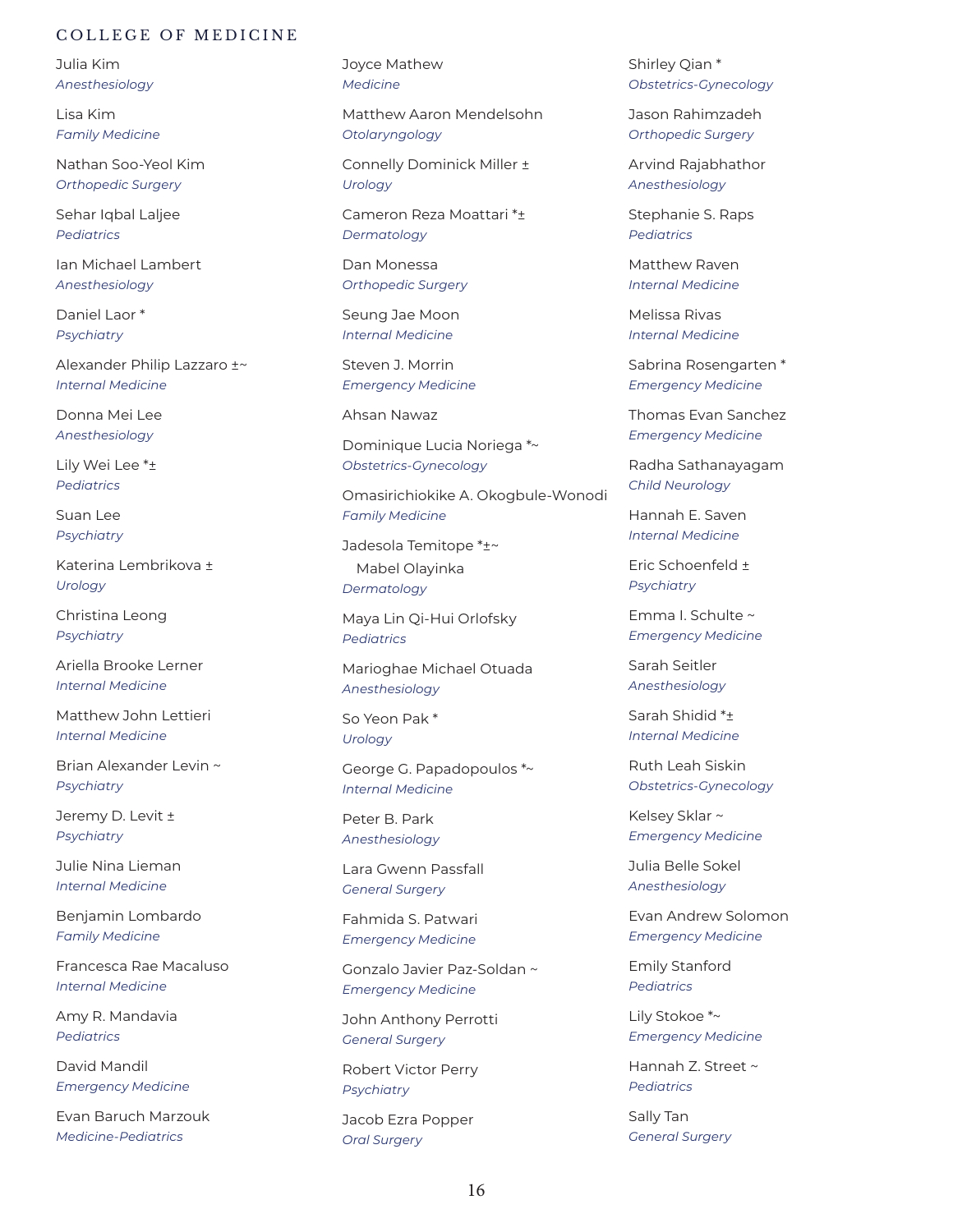## COLLEGE OF MEDICINE

Julia Kim
*Anesthesiology*

Lisa Kim
*Family Medicine*

Nathan Soo-Yeol Kim
*Orthopedic Surgery*

Sehar Iqbal Laljee
*Pediatrics*

Ian Michael Lambert
*Anesthesiology*

Daniel Laor *
*Psychiatry*

Alexander Philip Lazzaro ±~
*Internal Medicine*

Donna Mei Lee
*Anesthesiology*

Lily Wei Lee *±
*Pediatrics*

Suan Lee
*Psychiatry*

Katerina Lembrikova ±
*Urology*

Christina Leong
*Psychiatry*

Ariella Brooke Lerner
*Internal Medicine*

Matthew John Lettieri
*Internal Medicine*

Brian Alexander Levin ~
*Psychiatry*

Jeremy D. Levit ±
*Psychiatry*

Julie Nina Lieman
*Internal Medicine*

Benjamin Lombardo
*Family Medicine*

Francesca Rae Macaluso
*Internal Medicine*

Amy R. Mandavia
*Pediatrics*

David Mandil
*Emergency Medicine*

Evan Baruch Marzouk
*Medicine-Pediatrics*

Joyce Mathew
*Medicine*

Matthew Aaron Mendelsohn
*Otolaryngology*

Connelly Dominick Miller ±
*Urology*

Cameron Reza Moattari *±
*Dermatology*

Dan Monessa
*Orthopedic Surgery*

Seung Jae Moon
*Internal Medicine*

Steven J. Morrin
*Emergency Medicine*

Ahsan Nawaz

Dominique Lucia Noriega *~
*Obstetrics-Gynecology*

Omasirichiokike A. Okogbule-Wonodi
*Family Medicine*

Jadesola Temitope *±~
Mabel Olayinka
*Dermatology*

Maya Lin Qi-Hui Orlofsky
*Pediatrics*

Marioghae Michael Otuada
*Anesthesiology*

So Yeon Pak *
*Urology*

George G. Papadopoulos *~
*Internal Medicine*

Peter B. Park
*Anesthesiology*

Lara Gwenn Passfall
*General Surgery*

Fahmida S. Patwari
*Emergency Medicine*

Gonzalo Javier Paz-Soldan ~
*Emergency Medicine*

John Anthony Perrotti
*General Surgery*

Robert Victor Perry
*Psychiatry*

Jacob Ezra Popper
*Oral Surgery*

Shirley Qian *
*Obstetrics-Gynecology*

Jason Rahimzadeh
*Orthopedic Surgery*

Arvind Rajabhathor
*Anesthesiology*

Stephanie S. Raps
*Pediatrics*

Matthew Raven
*Internal Medicine*

Melissa Rivas
*Internal Medicine*

Sabrina Rosengarten *
*Emergency Medicine*

Thomas Evan Sanchez
*Emergency Medicine*

Radha Sathanayagam
*Child Neurology*

Hannah E. Saven
*Internal Medicine*

Eric Schoenfeld ±
*Psychiatry*

Emma I. Schulte ~
*Emergency Medicine*

Sarah Seitler
*Anesthesiology*

Sarah Shidid *±
*Internal Medicine*

Ruth Leah Siskin
*Obstetrics-Gynecology*

Kelsey Sklar ~
*Emergency Medicine*

Julia Belle Sokel
*Anesthesiology*

Evan Andrew Solomon
*Emergency Medicine*

Emily Stanford
*Pediatrics*

Lily Stokoe *~
*Emergency Medicine*

Hannah Z. Street ~
*Pediatrics*

Sally Tan
*General Surgery*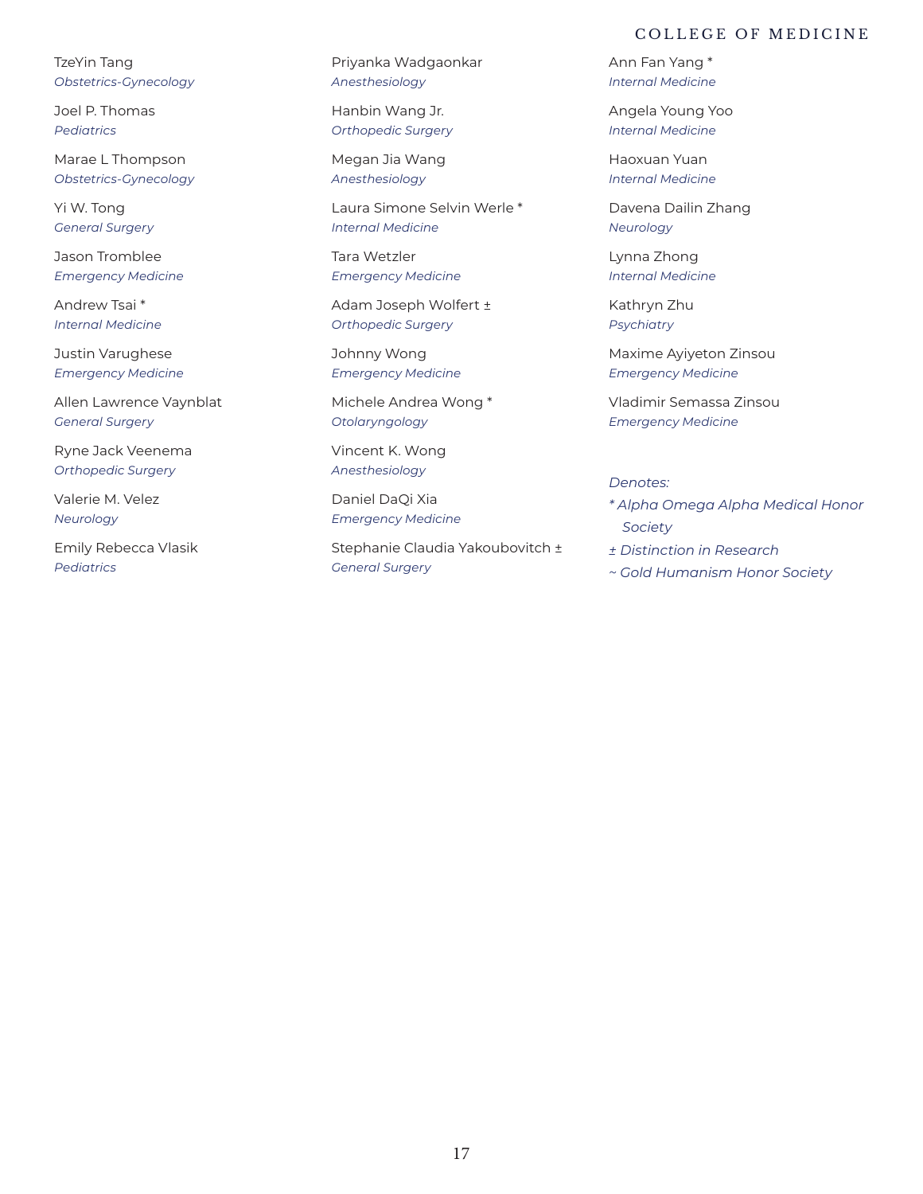TzeYin Tang
*Obstetrics-Gynecology*

Joel P. Thomas
*Pediatrics*

Marae L Thompson
*Obstetrics-Gynecology*

Yi W. Tong
*General Surgery*

Jason Tromblee
*Emergency Medicine*

Andrew Tsai *
*Internal Medicine*

Justin Varughese
*Emergency Medicine*

Allen Lawrence Vaynblat
*General Surgery*

Ryne Jack Veenema
*Orthopedic Surgery*

Valerie M. Velez
*Neurology*

Emily Rebecca Vlasik
*Pediatrics*

Priyanka Wadgaonkar
*Anesthesiology*

Hanbin Wang Jr.
*Orthopedic Surgery*

Megan Jia Wang
*Anesthesiology*

Laura Simone Selvin Werle *
*Internal Medicine*

Tara Wetzler
*Emergency Medicine*

Adam Joseph Wolfert ±
*Orthopedic Surgery*

Johnny Wong
*Emergency Medicine*

Michele Andrea Wong *
*Otolaryngology*

Vincent K. Wong
*Anesthesiology*

Daniel DaQi Xia
*Emergency Medicine*

Stephanie Claudia Yakoubovitch ±
*General Surgery*

Ann Fan Yang *
*Internal Medicine*

Angela Young Yoo
*Internal Medicine*

Haoxuan Yuan
*Internal Medicine*

Davena Dailin Zhang
*Neurology*

Lynna Zhong
*Internal Medicine*

Kathryn Zhu
*Psychiatry*

Maxime Ayiyeton Zinsou
*Emergency Medicine*

Vladimir Semassa Zinsou
*Emergency Medicine*

*Denotes:*
* *Alpha Omega Alpha Medical Honor Society*
± *Distinction in Research*
~ *Gold Humanism Honor Society*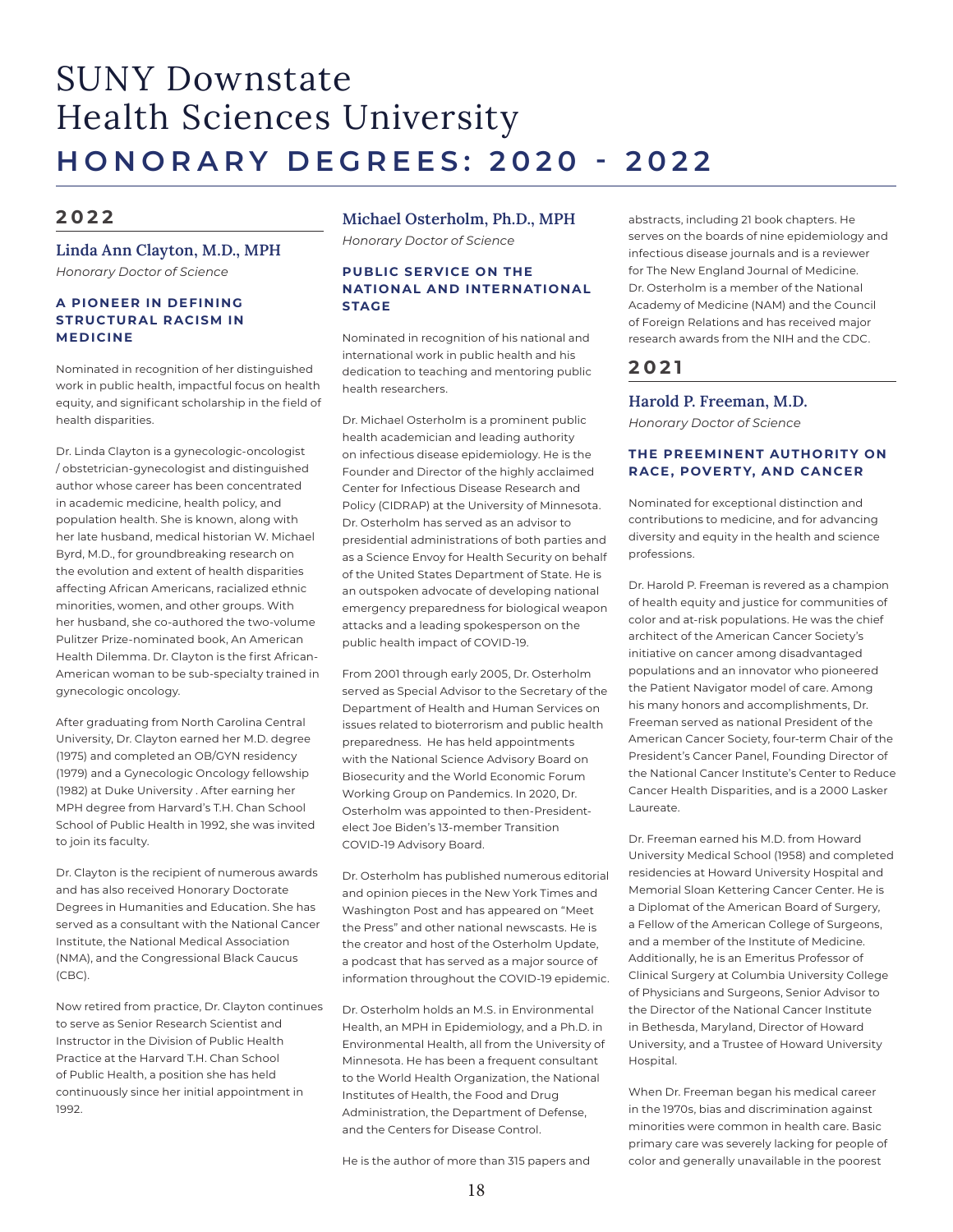# SUNY Downstate Health Sciences University

# HONORARY DEGREES: 2020 - 2022

## 2022

### Linda Ann Clayton, M.D., MPH

*Honorary Doctor of Science*

#### A PIONEER IN DEFINING STRUCTURAL RACISM IN MEDICINE

Nominated in recognition of her distinguished work in public health, impactful focus on health equity, and significant scholarship in the field of health disparities.

Dr. Linda Clayton is a gynecologic-oncologist / obstetrician-gynecologist and distinguished author whose career has been concentrated in academic medicine, health policy, and population health. She is known, along with her late husband, medical historian W. Michael Byrd, M.D., for groundbreaking research on the evolution and extent of health disparities affecting African Americans, racialized ethnic minorities, women, and other groups. With her husband, she co-authored the two-volume Pulitzer Prize-nominated book, An American Health Dilemma. Dr. Clayton is the first African-American woman to be sub-specialty trained in gynecologic oncology.

After graduating from North Carolina Central University, Dr. Clayton earned her M.D. degree (1975) and completed an OB/GYN residency (1979) and a Gynecologic Oncology fellowship (1982) at Duke University . After earning her MPH degree from Harvard's T.H. Chan School School of Public Health in 1992, she was invited to join its faculty.

Dr. Clayton is the recipient of numerous awards and has also received Honorary Doctorate Degrees in Humanities and Education. She has served as a consultant with the National Cancer Institute, the National Medical Association (NMA), and the Congressional Black Caucus (CBC).

Now retired from practice, Dr. Clayton continues to serve as Senior Research Scientist and Instructor in the Division of Public Health Practice at the Harvard T.H. Chan School of Public Health, a position she has held continuously since her initial appointment in 1992.

### Michael Osterholm, Ph.D., MPH

*Honorary Doctor of Science*

#### PUBLIC SERVICE ON THE NATIONAL AND INTERNATIONAL STAGE

Nominated in recognition of his national and international work in public health and his dedication to teaching and mentoring public health researchers.

Dr. Michael Osterholm is a prominent public health academician and leading authority on infectious disease epidemiology. He is the Founder and Director of the highly acclaimed Center for Infectious Disease Research and Policy (CIDRAP) at the University of Minnesota. Dr. Osterholm has served as an advisor to presidential administrations of both parties and as a Science Envoy for Health Security on behalf of the United States Department of State. He is an outspoken advocate of developing national emergency preparedness for biological weapon attacks and a leading spokesperson on the public health impact of COVID-19.

From 2001 through early 2005, Dr. Osterholm served as Special Advisor to the Secretary of the Department of Health and Human Services on issues related to bioterrorism and public health preparedness. He has held appointments with the National Science Advisory Board on Biosecurity and the World Economic Forum Working Group on Pandemics. In 2020, Dr. Osterholm was appointed to then-President-elect Joe Biden's 13-member Transition COVID-19 Advisory Board.

Dr. Osterholm has published numerous editorial and opinion pieces in the New York Times and Washington Post and has appeared on "Meet the Press" and other national newscasts. He is the creator and host of the Osterholm Update, a podcast that has served as a major source of information throughout the COVID-19 epidemic.

Dr. Osterholm holds an M.S. in Environmental Health, an MPH in Epidemiology, and a Ph.D. in Environmental Health, all from the University of Minnesota. He has been a frequent consultant to the World Health Organization, the National Institutes of Health, the Food and Drug Administration, the Department of Defense, and the Centers for Disease Control.

He is the author of more than 315 papers and abstracts, including 21 book chapters. He serves on the boards of nine epidemiology and infectious disease journals and is a reviewer for The New England Journal of Medicine. Dr. Osterholm is a member of the National Academy of Medicine (NAM) and the Council of Foreign Relations and has received major research awards from the NIH and the CDC.

## 2021

### Harold P. Freeman, M.D.

*Honorary Doctor of Science*

#### THE PREEMINENT AUTHORITY ON RACE, POVERTY, AND CANCER

Nominated for exceptional distinction and contributions to medicine, and for advancing diversity and equity in the health and science professions.

Dr. Harold P. Freeman is revered as a champion of health equity and justice for communities of color and at-risk populations. He was the chief architect of the American Cancer Society's initiative on cancer among disadvantaged populations and an innovator who pioneered the Patient Navigator model of care. Among his many honors and accomplishments, Dr. Freeman served as national President of the American Cancer Society, four-term Chair of the President's Cancer Panel, Founding Director of the National Cancer Institute's Center to Reduce Cancer Health Disparities, and is a 2000 Lasker Laureate.

Dr. Freeman earned his M.D. from Howard University Medical School (1958) and completed residencies at Howard University Hospital and Memorial Sloan Kettering Cancer Center. He is a Diplomat of the American Board of Surgery, a Fellow of the American College of Surgeons, and a member of the Institute of Medicine. Additionally, he is an Emeritus Professor of Clinical Surgery at Columbia University College of Physicians and Surgeons, Senior Advisor to the Director of the National Cancer Institute in Bethesda, Maryland, Director of Howard University, and a Trustee of Howard University Hospital.

When Dr. Freeman began his medical career in the 1970s, bias and discrimination against minorities were common in health care. Basic primary care was severely lacking for people of color and generally unavailable in the poorest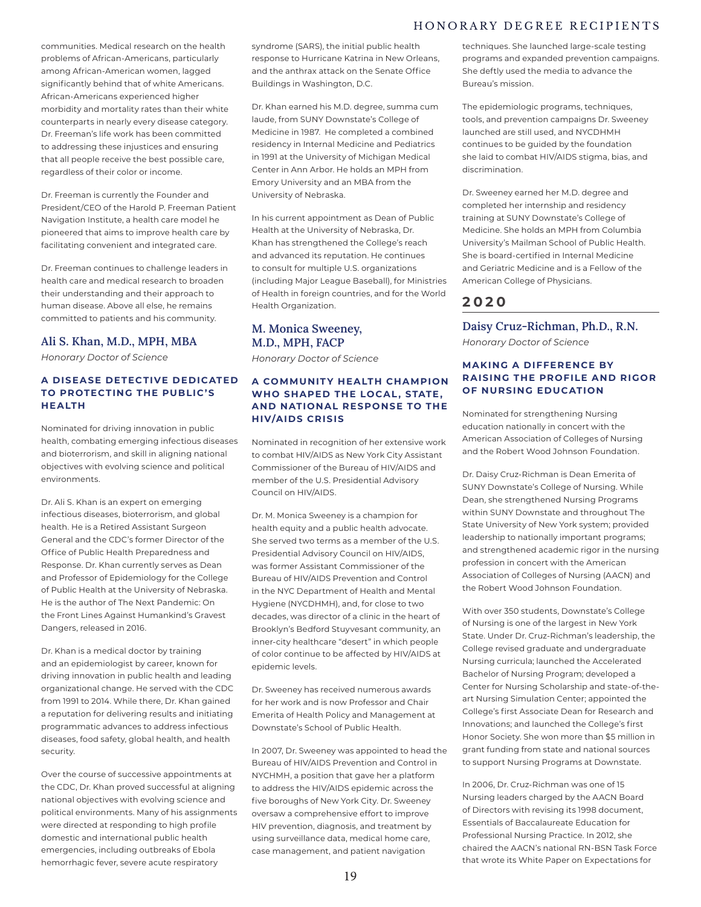communities. Medical research on the health problems of African-Americans, particularly among African-American women, lagged significantly behind that of white Americans. African-Americans experienced higher morbidity and mortality rates than their white counterparts in nearly every disease category. Dr. Freeman's life work has been committed to addressing these injustices and ensuring that all people receive the best possible care, regardless of their color or income.

Dr. Freeman is currently the Founder and President/CEO of the Harold P. Freeman Patient Navigation Institute, a health care model he pioneered that aims to improve health care by facilitating convenient and integrated care.

Dr. Freeman continues to challenge leaders in health care and medical research to broaden their understanding and their approach to human disease. Above all else, he remains committed to patients and his community.

### Ali S. Khan, M.D., MPH, MBA

*Honorary Doctor of Science*

#### A DISEASE DETECTIVE DEDICATED TO PROTECTING THE PUBLIC'S HEALTH

Nominated for driving innovation in public health, combating emerging infectious diseases and bioterrorism, and skill in aligning national objectives with evolving science and political environments.

Dr. Ali S. Khan is an expert on emerging infectious diseases, bioterrorism, and global health. He is a Retired Assistant Surgeon General and the CDC's former Director of the Office of Public Health Preparedness and Response. Dr. Khan currently serves as Dean and Professor of Epidemiology for the College of Public Health at the University of Nebraska. He is the author of The Next Pandemic: On the Front Lines Against Humankind's Gravest Dangers, released in 2016.

Dr. Khan is a medical doctor by training and an epidemiologist by career, known for driving innovation in public health and leading organizational change. He served with the CDC from 1991 to 2014. While there, Dr. Khan gained a reputation for delivering results and initiating programmatic advances to address infectious diseases, food safety, global health, and health security.

Over the course of successive appointments at the CDC, Dr. Khan proved successful at aligning national objectives with evolving science and political environments. Many of his assignments were directed at responding to high profile domestic and international public health emergencies, including outbreaks of Ebola hemorrhagic fever, severe acute respiratory syndrome (SARS), the initial public health response to Hurricane Katrina in New Orleans, and the anthrax attack on the Senate Office Buildings in Washington, D.C.

Dr. Khan earned his M.D. degree, summa cum laude, from SUNY Downstate's College of Medicine in 1987. He completed a combined residency in Internal Medicine and Pediatrics in 1991 at the University of Michigan Medical Center in Ann Arbor. He holds an MPH from Emory University and an MBA from the University of Nebraska.

In his current appointment as Dean of Public Health at the University of Nebraska, Dr. Khan has strengthened the College's reach and advanced its reputation. He continues to consult for multiple U.S. organizations (including Major League Baseball), for Ministries of Health in foreign countries, and for the World Health Organization.

### M. Monica Sweeney, M.D., MPH, FACP

*Honorary Doctor of Science*

#### A COMMUNITY HEALTH CHAMPION WHO SHAPED THE LOCAL, STATE, AND NATIONAL RESPONSE TO THE HIV/AIDS CRISIS

Nominated in recognition of her extensive work to combat HIV/AIDS as New York City Assistant Commissioner of the Bureau of HIV/AIDS and member of the U.S. Presidential Advisory Council on HIV/AIDS.

Dr. M. Monica Sweeney is a champion for health equity and a public health advocate. She served two terms as a member of the U.S. Presidential Advisory Council on HIV/AIDS, was former Assistant Commissioner of the Bureau of HIV/AIDS Prevention and Control in the NYC Department of Health and Mental Hygiene (NYCDHMH), and, for close to two decades, was director of a clinic in the heart of Brooklyn's Bedford Stuyvesant community, an inner-city healthcare "desert" in which people of color continue to be affected by HIV/AIDS at epidemic levels.

Dr. Sweeney has received numerous awards for her work and is now Professor and Chair Emerita of Health Policy and Management at Downstate's School of Public Health.

In 2007, Dr. Sweeney was appointed to head the Bureau of HIV/AIDS Prevention and Control in NYCHMH, a position that gave her a platform to address the HIV/AIDS epidemic across the five boroughs of New York City. Dr. Sweeney oversaw a comprehensive effort to improve HIV prevention, diagnosis, and treatment by using surveillance data, medical home care, case management, and patient navigation techniques. She launched large-scale testing programs and expanded prevention campaigns. She deftly used the media to advance the Bureau's mission.

The epidemiologic programs, techniques, tools, and prevention campaigns Dr. Sweeney launched are still used, and NYCDHMH continues to be guided by the foundation she laid to combat HIV/AIDS stigma, bias, and discrimination.

Dr. Sweeney earned her M.D. degree and completed her internship and residency training at SUNY Downstate's College of Medicine. She holds an MPH from Columbia University's Mailman School of Public Health. She is board-certified in Internal Medicine and Geriatric Medicine and is a Fellow of the American College of Physicians.

## 2020

### Daisy Cruz-Richman, Ph.D., R.N.

*Honorary Doctor of Science*

#### MAKING A DIFFERENCE BY RAISING THE PROFILE AND RIGOR OF NURSING EDUCATION

Nominated for strengthening Nursing education nationally in concert with the American Association of Colleges of Nursing and the Robert Wood Johnson Foundation.

Dr. Daisy Cruz-Richman is Dean Emerita of SUNY Downstate's College of Nursing. While Dean, she strengthened Nursing Programs within SUNY Downstate and throughout The State University of New York system; provided leadership to nationally important programs; and strengthened academic rigor in the nursing profession in concert with the American Association of Colleges of Nursing (AACN) and the Robert Wood Johnson Foundation.

With over 350 students, Downstate's College of Nursing is one of the largest in New York State. Under Dr. Cruz-Richman's leadership, the College revised graduate and undergraduate Nursing curricula; launched the Accelerated Bachelor of Nursing Program; developed a Center for Nursing Scholarship and state-of-the-art Nursing Simulation Center; appointed the College's first Associate Dean for Research and Innovations; and launched the College's first Honor Society. She won more than $5 million in grant funding from state and national sources to support Nursing Programs at Downstate.

In 2006, Dr. Cruz-Richman was one of 15 Nursing leaders charged by the AACN Board of Directors with revising its 1998 document, Essentials of Baccalaureate Education for Professional Nursing Practice. In 2012, she chaired the AACN's national RN-BSN Task Force that wrote its White Paper on Expectations for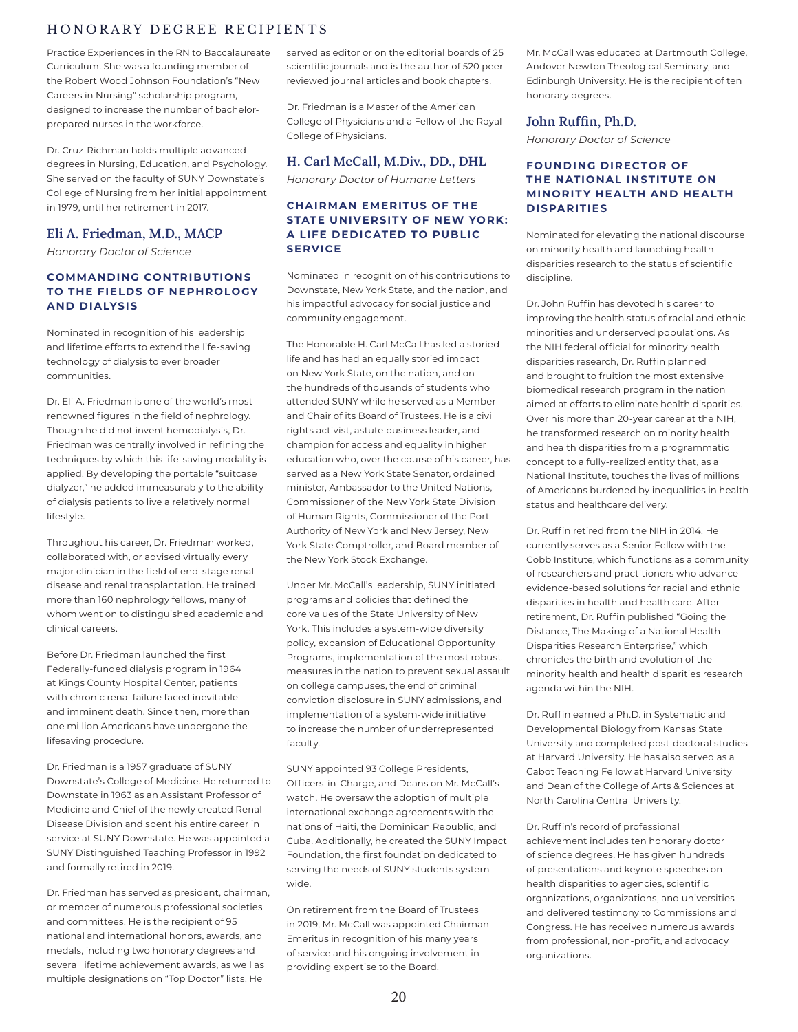Practice Experiences in the RN to Baccalaureate Curriculum. She was a founding member of the Robert Wood Johnson Foundation's "New Careers in Nursing" scholarship program, designed to increase the number of bachelor-prepared nurses in the workforce.

Dr. Cruz-Richman holds multiple advanced degrees in Nursing, Education, and Psychology. She served on the faculty of SUNY Downstate's College of Nursing from her initial appointment in 1979, until her retirement in 2017.

## Eli A. Friedman, M.D., MACP

*Honorary Doctor of Science*

### COMMANDING CONTRIBUTIONS TO THE FIELDS OF NEPHROLOGY AND DIALYSIS

Nominated in recognition of his leadership and lifetime efforts to extend the life-saving technology of dialysis to ever broader communities.

Dr. Eli A. Friedman is one of the world's most renowned figures in the field of nephrology. Though he did not invent hemodialysis, Dr. Friedman was centrally involved in refining the techniques by which this life-saving modality is applied. By developing the portable "suitcase dialyzer," he added immeasurably to the ability of dialysis patients to live a relatively normal lifestyle.

Throughout his career, Dr. Friedman worked, collaborated with, or advised virtually every major clinician in the field of end-stage renal disease and renal transplantation. He trained more than 160 nephrology fellows, many of whom went on to distinguished academic and clinical careers.

Before Dr. Friedman launched the first Federally-funded dialysis program in 1964 at Kings County Hospital Center, patients with chronic renal failure faced inevitable and imminent death. Since then, more than one million Americans have undergone the lifesaving procedure.

Dr. Friedman is a 1957 graduate of SUNY Downstate's College of Medicine. He returned to Downstate in 1963 as an Assistant Professor of Medicine and Chief of the newly created Renal Disease Division and spent his entire career in service at SUNY Downstate. He was appointed a SUNY Distinguished Teaching Professor in 1992 and formally retired in 2019.

Dr. Friedman has served as president, chairman, or member of numerous professional societies and committees. He is the recipient of 95 national and international honors, awards, and medals, including two honorary degrees and several lifetime achievement awards, as well as multiple designations on "Top Doctor" lists. He served as editor or on the editorial boards of 25 scientific journals and is the author of 520 peer-reviewed journal articles and book chapters.

Dr. Friedman is a Master of the American College of Physicians and a Fellow of the Royal College of Physicians.

## H. Carl McCall, M.Div., DD., DHL

*Honorary Doctor of Humane Letters*

### CHAIRMAN EMERITUS OF THE STATE UNIVERSITY OF NEW YORK: A LIFE DEDICATED TO PUBLIC SERVICE

Nominated in recognition of his contributions to Downstate, New York State, and the nation, and his impactful advocacy for social justice and community engagement.

The Honorable H. Carl McCall has led a storied life and has had an equally storied impact on New York State, on the nation, and on the hundreds of thousands of students who attended SUNY while he served as a Member and Chair of its Board of Trustees. He is a civil rights activist, astute business leader, and champion for access and equality in higher education who, over the course of his career, has served as a New York State Senator, ordained minister, Ambassador to the United Nations, Commissioner of the New York State Division of Human Rights, Commissioner of the Port Authority of New York and New Jersey, New York State Comptroller, and Board member of the New York Stock Exchange.

Under Mr. McCall's leadership, SUNY initiated programs and policies that defined the core values of the State University of New York. This includes a system-wide diversity policy, expansion of Educational Opportunity Programs, implementation of the most robust measures in the nation to prevent sexual assault on college campuses, the end of criminal conviction disclosure in SUNY admissions, and implementation of a system-wide initiative to increase the number of underrepresented faculty.

SUNY appointed 93 College Presidents, Officers-in-Charge, and Deans on Mr. McCall's watch. He oversaw the adoption of multiple international exchange agreements with the nations of Haiti, the Dominican Republic, and Cuba. Additionally, he created the SUNY Impact Foundation, the first foundation dedicated to serving the needs of SUNY students system-wide.

On retirement from the Board of Trustees in 2019, Mr. McCall was appointed Chairman Emeritus in recognition of his many years of service and his ongoing involvement in providing expertise to the Board.

Mr. McCall was educated at Dartmouth College, Andover Newton Theological Seminary, and Edinburgh University. He is the recipient of ten honorary degrees.

## John Ruffin, Ph.D.

*Honorary Doctor of Science*

### FOUNDING DIRECTOR OF THE NATIONAL INSTITUTE ON MINORITY HEALTH AND HEALTH DISPARITIES

Nominated for elevating the national discourse on minority health and launching health disparities research to the status of scientific discipline.

Dr. John Ruffin has devoted his career to improving the health status of racial and ethnic minorities and underserved populations. As the NIH federal official for minority health disparities research, Dr. Ruffin planned and brought to fruition the most extensive biomedical research program in the nation aimed at efforts to eliminate health disparities. Over his more than 20-year career at the NIH, he transformed research on minority health and health disparities from a programmatic concept to a fully-realized entity that, as a National Institute, touches the lives of millions of Americans burdened by inequalities in health status and healthcare delivery.

Dr. Ruffin retired from the NIH in 2014. He currently serves as a Senior Fellow with the Cobb Institute, which functions as a community of researchers and practitioners who advance evidence-based solutions for racial and ethnic disparities in health and health care. After retirement, Dr. Ruffin published "Going the Distance, The Making of a National Health Disparities Research Enterprise," which chronicles the birth and evolution of the minority health and health disparities research agenda within the NIH.

Dr. Ruffin earned a Ph.D. in Systematic and Developmental Biology from Kansas State University and completed post-doctoral studies at Harvard University. He has also served as a Cabot Teaching Fellow at Harvard University and Dean of the College of Arts & Sciences at North Carolina Central University.

Dr. Ruffin's record of professional achievement includes ten honorary doctor of science degrees. He has given hundreds of presentations and keynote speeches on health disparities to agencies, scientific organizations, organizations, and universities and delivered testimony to Commissions and Congress. He has received numerous awards from professional, non-profit, and advocacy organizations.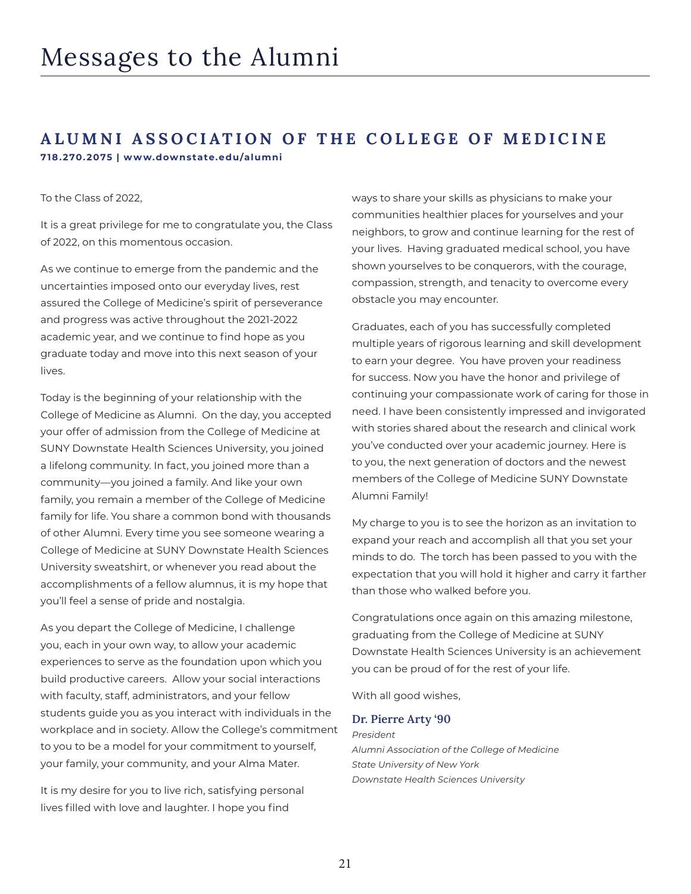# Messages to the Alumni

## ALUMNI ASSOCIATION OF THE COLLEGE OF MEDICINE

**718.270.2075 | www.downstate.edu/alumni**

To the Class of 2022,

It is a great privilege for me to congratulate you, the Class of 2022, on this momentous occasion.

As we continue to emerge from the pandemic and the uncertainties imposed onto our everyday lives, rest assured the College of Medicine's spirit of perseverance and progress was active throughout the 2021-2022 academic year, and we continue to find hope as you graduate today and move into this next season of your lives.

Today is the beginning of your relationship with the College of Medicine as Alumni. On the day, you accepted your offer of admission from the College of Medicine at SUNY Downstate Health Sciences University, you joined a lifelong community. In fact, you joined more than a community—you joined a family. And like your own family, you remain a member of the College of Medicine family for life. You share a common bond with thousands of other Alumni. Every time you see someone wearing a College of Medicine at SUNY Downstate Health Sciences University sweatshirt, or whenever you read about the accomplishments of a fellow alumnus, it is my hope that you'll feel a sense of pride and nostalgia.

As you depart the College of Medicine, I challenge you, each in your own way, to allow your academic experiences to serve as the foundation upon which you build productive careers. Allow your social interactions with faculty, staff, administrators, and your fellow students guide you as you interact with individuals in the workplace and in society. Allow the College's commitment to you to be a model for your commitment to yourself, your family, your community, and your Alma Mater.

It is my desire for you to live rich, satisfying personal lives filled with love and laughter. I hope you find ways to share your skills as physicians to make your communities healthier places for yourselves and your neighbors, to grow and continue learning for the rest of your lives. Having graduated medical school, you have shown yourselves to be conquerors, with the courage, compassion, strength, and tenacity to overcome every obstacle you may encounter.

Graduates, each of you has successfully completed multiple years of rigorous learning and skill development to earn your degree. You have proven your readiness for success. Now you have the honor and privilege of continuing your compassionate work of caring for those in need. I have been consistently impressed and invigorated with stories shared about the research and clinical work you've conducted over your academic journey. Here is to you, the next generation of doctors and the newest members of the College of Medicine SUNY Downstate Alumni Family!

My charge to you is to see the horizon as an invitation to expand your reach and accomplish all that you set your minds to do. The torch has been passed to you with the expectation that you will hold it higher and carry it farther than those who walked before you.

Congratulations once again on this amazing milestone, graduating from the College of Medicine at SUNY Downstate Health Sciences University is an achievement you can be proud of for the rest of your life.

With all good wishes,

**Dr. Pierre Arty '90**
*President*
*Alumni Association of the College of Medicine*
*State University of New York*
*Downstate Health Sciences University*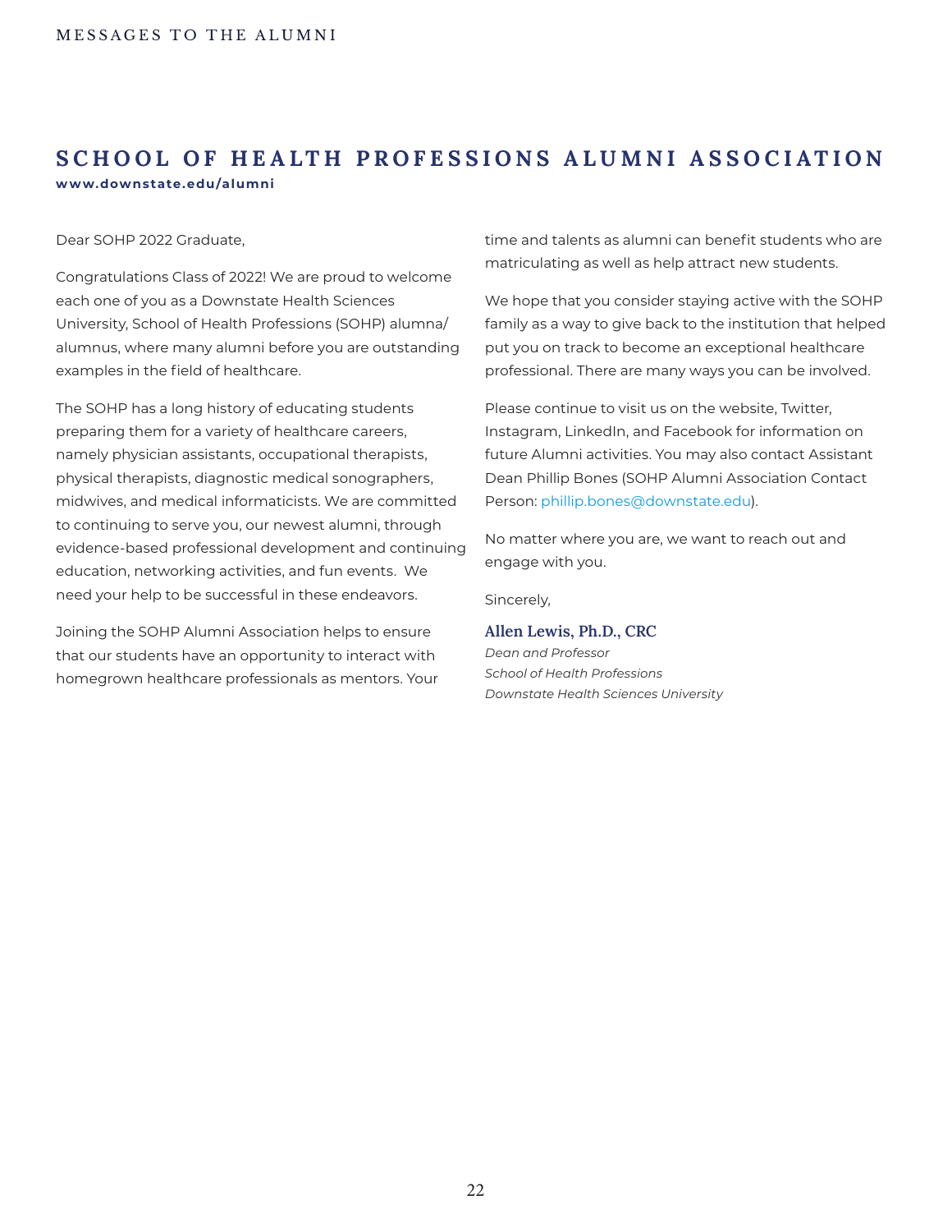# SCHOOL OF HEALTH PROFESSIONS ALUMNI ASSOCIATION

**www.downstate.edu/alumni**

Dear SOHP 2022 Graduate,

Congratulations Class of 2022! We are proud to welcome each one of you as a Downstate Health Sciences University, School of Health Professions (SOHP) alumna/alumnus, where many alumni before you are outstanding examples in the field of healthcare.

The SOHP has a long history of educating students preparing them for a variety of healthcare careers, namely physician assistants, occupational therapists, physical therapists, diagnostic medical sonographers, midwives, and medical informaticists. We are committed to continuing to serve you, our newest alumni, through evidence-based professional development and continuing education, networking activities, and fun events. We need your help to be successful in these endeavors.

Joining the SOHP Alumni Association helps to ensure that our students have an opportunity to interact with homegrown healthcare professionals as mentors. Your time and talents as alumni can benefit students who are matriculating as well as help attract new students.

We hope that you consider staying active with the SOHP family as a way to give back to the institution that helped put you on track to become an exceptional healthcare professional. There are many ways you can be involved.

Please continue to visit us on the website, Twitter, Instagram, LinkedIn, and Facebook for information on future Alumni activities. You may also contact Assistant Dean Phillip Bones (SOHP Alumni Association Contact Person: phillip.bones@downstate.edu).

No matter where you are, we want to reach out and engage with you.

Sincerely,

**Allen Lewis, Ph.D., CRC**
*Dean and Professor*
*School of Health Professions*
*Downstate Health Sciences University*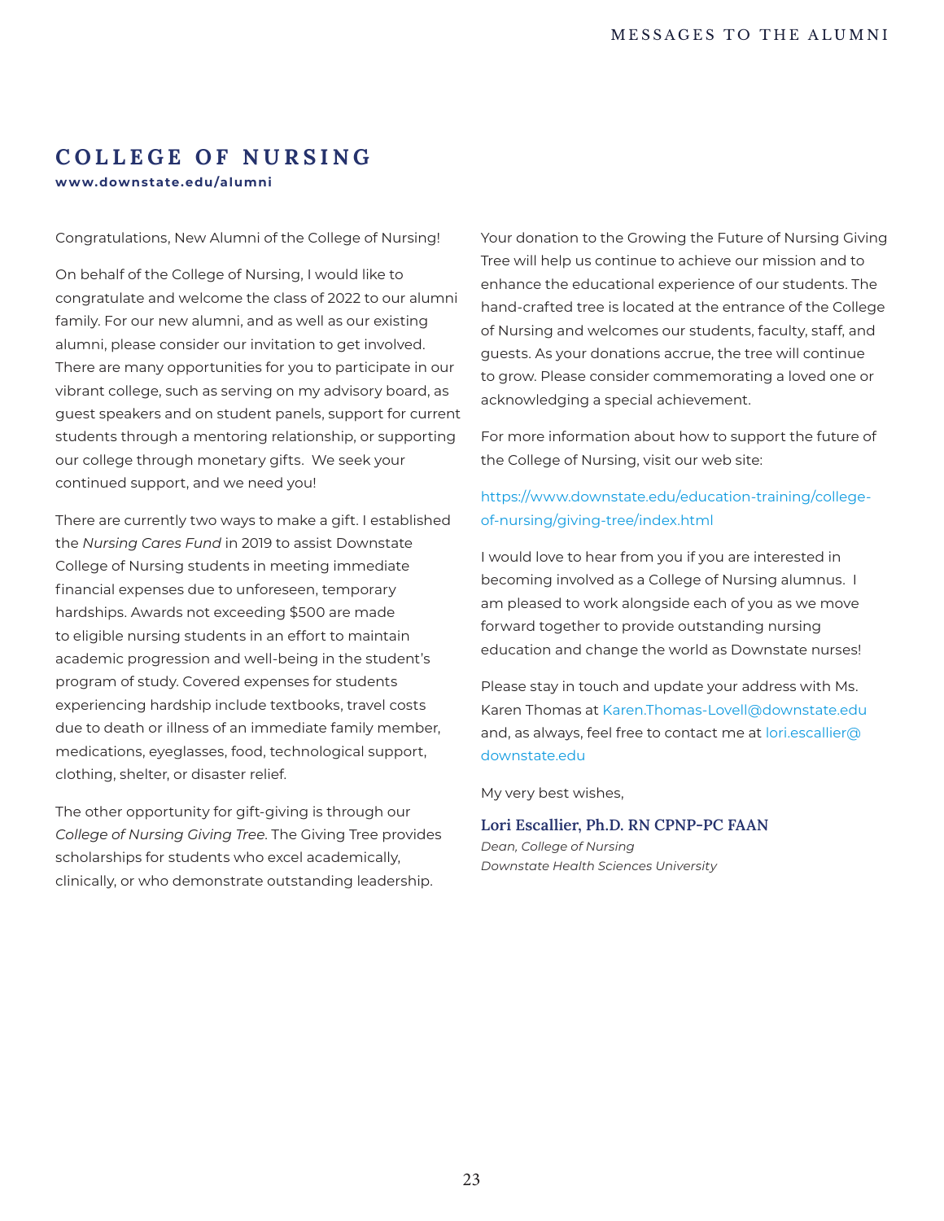## COLLEGE OF NURSING

**www.downstate.edu/alumni**

Congratulations, New Alumni of the College of Nursing!

On behalf of the College of Nursing, I would like to congratulate and welcome the class of 2022 to our alumni family. For our new alumni, and as well as our existing alumni, please consider our invitation to get involved. There are many opportunities for you to participate in our vibrant college, such as serving on my advisory board, as guest speakers and on student panels, support for current students through a mentoring relationship, or supporting our college through monetary gifts. We seek your continued support, and we need you!

There are currently two ways to make a gift. I established the *Nursing Cares Fund* in 2019 to assist Downstate College of Nursing students in meeting immediate financial expenses due to unforeseen, temporary hardships. Awards not exceeding $500 are made to eligible nursing students in an effort to maintain academic progression and well-being in the student's program of study. Covered expenses for students experiencing hardship include textbooks, travel costs due to death or illness of an immediate family member, medications, eyeglasses, food, technological support, clothing, shelter, or disaster relief.

The other opportunity for gift-giving is through our *College of Nursing Giving Tree*. The Giving Tree provides scholarships for students who excel academically, clinically, or who demonstrate outstanding leadership. Your donation to the Growing the Future of Nursing Giving Tree will help us continue to achieve our mission and to enhance the educational experience of our students. The hand-crafted tree is located at the entrance of the College of Nursing and welcomes our students, faculty, staff, and guests. As your donations accrue, the tree will continue to grow. Please consider commemorating a loved one or acknowledging a special achievement.

For more information about how to support the future of the College of Nursing, visit our web site:

https://www.downstate.edu/education-training/college-of-nursing/giving-tree/index.html

I would love to hear from you if you are interested in becoming involved as a College of Nursing alumnus. I am pleased to work alongside each of you as we move forward together to provide outstanding nursing education and change the world as Downstate nurses!

Please stay in touch and update your address with Ms. Karen Thomas at Karen.Thomas-Lovell@downstate.edu and, as always, feel free to contact me at lori.escallier@downstate.edu

My very best wishes,

**Lori Escallier, Ph.D. RN CPNP-PC FAAN**
*Dean, College of Nursing*
*Downstate Health Sciences University*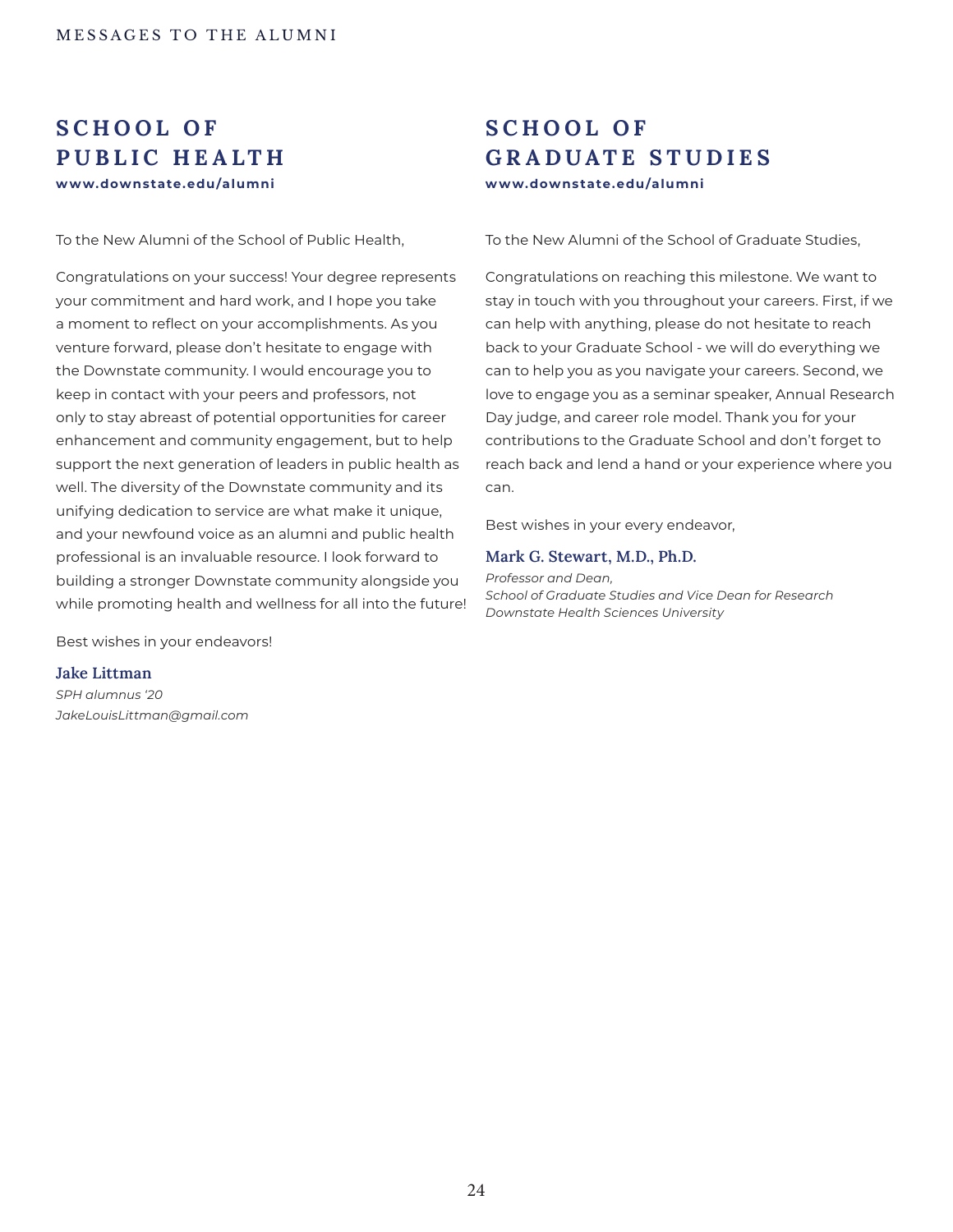## SCHOOL OF PUBLIC HEALTH

**www.downstate.edu/alumni**

To the New Alumni of the School of Public Health,

Congratulations on your success! Your degree represents your commitment and hard work, and I hope you take a moment to reflect on your accomplishments. As you venture forward, please don't hesitate to engage with the Downstate community. I would encourage you to keep in contact with your peers and professors, not only to stay abreast of potential opportunities for career enhancement and community engagement, but to help support the next generation of leaders in public health as well. The diversity of the Downstate community and its unifying dedication to service are what make it unique, and your newfound voice as an alumni and public health professional is an invaluable resource. I look forward to building a stronger Downstate community alongside you while promoting health and wellness for all into the future!

Best wishes in your endeavors!

**Jake Littman**
*SPH alumnus '20*
*JakeLouisLittman@gmail.com*

## SCHOOL OF GRADUATE STUDIES

**www.downstate.edu/alumni**

To the New Alumni of the School of Graduate Studies,

Congratulations on reaching this milestone. We want to stay in touch with you throughout your careers. First, if we can help with anything, please do not hesitate to reach back to your Graduate School - we will do everything we can to help you as you navigate your careers. Second, we love to engage you as a seminar speaker, Annual Research Day judge, and career role model. Thank you for your contributions to the Graduate School and don't forget to reach back and lend a hand or your experience where you can.

Best wishes in your every endeavor,

**Mark G. Stewart, M.D., Ph.D.**
*Professor and Dean,*
*School of Graduate Studies and Vice Dean for Research*
*Downstate Health Sciences University*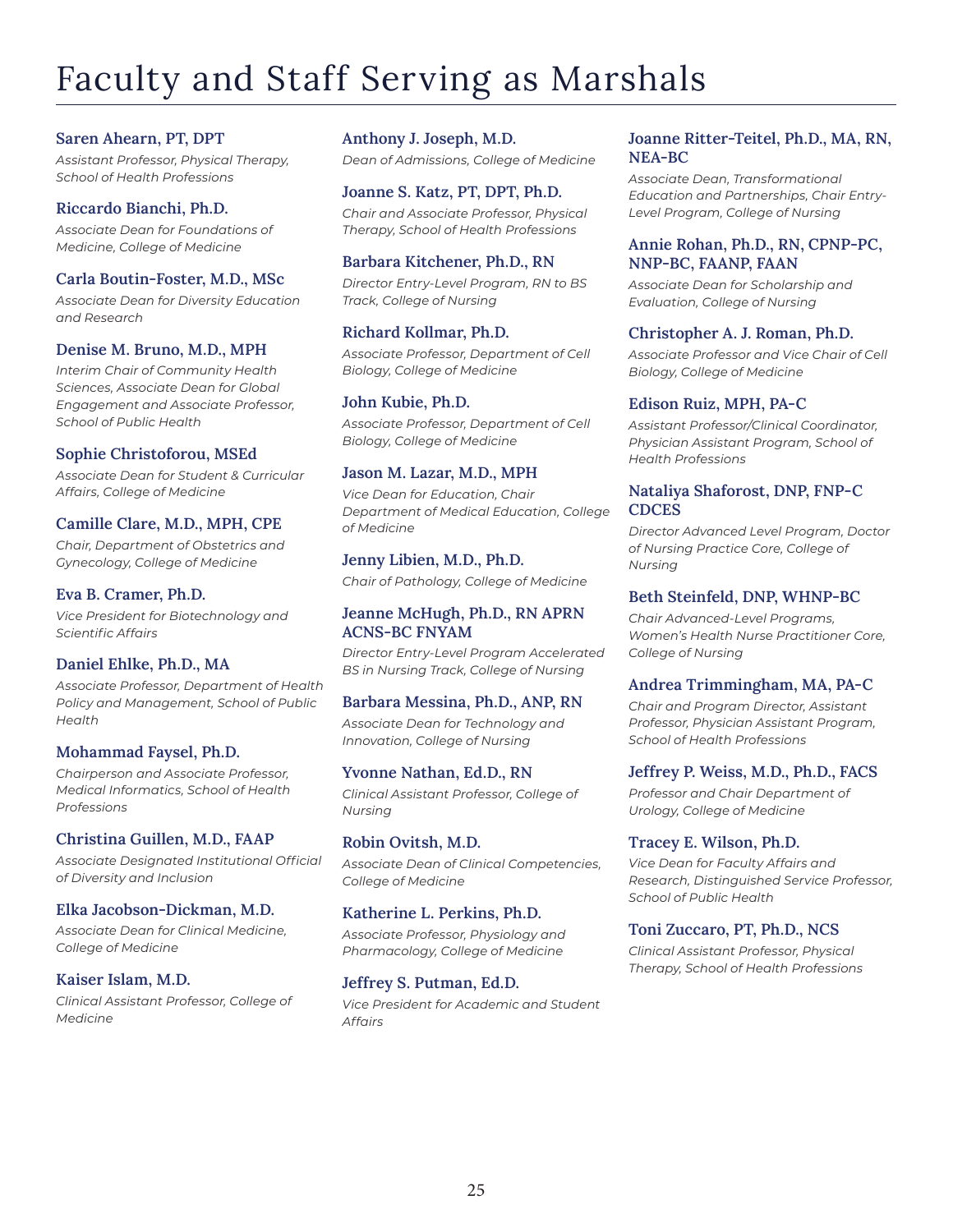# Faculty and Staff Serving as Marshals

**Saren Ahearn, PT, DPT**
*Assistant Professor, Physical Therapy, School of Health Professions*

**Riccardo Bianchi, Ph.D.**
*Associate Dean for Foundations of Medicine, College of Medicine*

**Carla Boutin-Foster, M.D., MSc**
*Associate Dean for Diversity Education and Research*

**Denise M. Bruno, M.D., MPH**
*Interim Chair of Community Health Sciences, Associate Dean for Global Engagement and Associate Professor, School of Public Health*

**Sophie Christoforou, MSEd**
*Associate Dean for Student & Curricular Affairs, College of Medicine*

**Camille Clare, M.D., MPH, CPE**
*Chair, Department of Obstetrics and Gynecology, College of Medicine*

**Eva B. Cramer, Ph.D.**
*Vice President for Biotechnology and Scientific Affairs*

**Daniel Ehlke, Ph.D., MA**
*Associate Professor, Department of Health Policy and Management, School of Public Health*

**Mohammad Faysel, Ph.D.**
*Chairperson and Associate Professor, Medical Informatics, School of Health Professions*

**Christina Guillen, M.D., FAAP**
*Associate Designated Institutional Official of Diversity and Inclusion*

**Elka Jacobson-Dickman, M.D.**
*Associate Dean for Clinical Medicine, College of Medicine*

**Kaiser Islam, M.D.**
*Clinical Assistant Professor, College of Medicine*

**Anthony J. Joseph, M.D.**
*Dean of Admissions, College of Medicine*

**Joanne S. Katz, PT, DPT, Ph.D.**
*Chair and Associate Professor, Physical Therapy, School of Health Professions*

**Barbara Kitchener, Ph.D., RN**
*Director Entry-Level Program, RN to BS Track, College of Nursing*

**Richard Kollmar, Ph.D.**
*Associate Professor, Department of Cell Biology, College of Medicine*

**John Kubie, Ph.D.**
*Associate Professor, Department of Cell Biology, College of Medicine*

**Jason M. Lazar, M.D., MPH**
*Vice Dean for Education, Chair Department of Medical Education, College of Medicine*

**Jenny Libien, M.D., Ph.D.**
*Chair of Pathology, College of Medicine*

**Jeanne McHugh, Ph.D., RN APRN ACNS-BC FNYAM**
*Director Entry-Level Program Accelerated BS in Nursing Track, College of Nursing*

**Barbara Messina, Ph.D., ANP, RN**
*Associate Dean for Technology and Innovation, College of Nursing*

**Yvonne Nathan, Ed.D., RN**
*Clinical Assistant Professor, College of Nursing*

**Robin Ovitsh, M.D.**
*Associate Dean of Clinical Competencies, College of Medicine*

**Katherine L. Perkins, Ph.D.**
*Associate Professor, Physiology and Pharmacology, College of Medicine*

**Jeffrey S. Putman, Ed.D.**
*Vice President for Academic and Student Affairs*

**Joanne Ritter-Teitel, Ph.D., MA, RN, NEA-BC**
*Associate Dean, Transformational Education and Partnerships, Chair Entry-Level Program, College of Nursing*

**Annie Rohan, Ph.D., RN, CPNP-PC, NNP-BC, FAANP, FAAN**
*Associate Dean for Scholarship and Evaluation, College of Nursing*

**Christopher A. J. Roman, Ph.D.**
*Associate Professor and Vice Chair of Cell Biology, College of Medicine*

**Edison Ruiz, MPH, PA-C**
*Assistant Professor/Clinical Coordinator, Physician Assistant Program, School of Health Professions*

**Nataliya Shaforost, DNP, FNP-C CDCES**
*Director Advanced Level Program, Doctor of Nursing Practice Core, College of Nursing*

**Beth Steinfeld, DNP, WHNP-BC**
*Chair Advanced-Level Programs, Women's Health Nurse Practitioner Core, College of Nursing*

**Andrea Trimmingham, MA, PA-C**
*Chair and Program Director, Assistant Professor, Physician Assistant Program, School of Health Professions*

**Jeffrey P. Weiss, M.D., Ph.D., FACS**
*Professor and Chair Department of Urology, College of Medicine*

**Tracey E. Wilson, Ph.D.**
*Vice Dean for Faculty Affairs and Research, Distinguished Service Professor, School of Public Health*

**Toni Zuccaro, PT, Ph.D., NCS**
*Clinical Assistant Professor, Physical Therapy, School of Health Professions*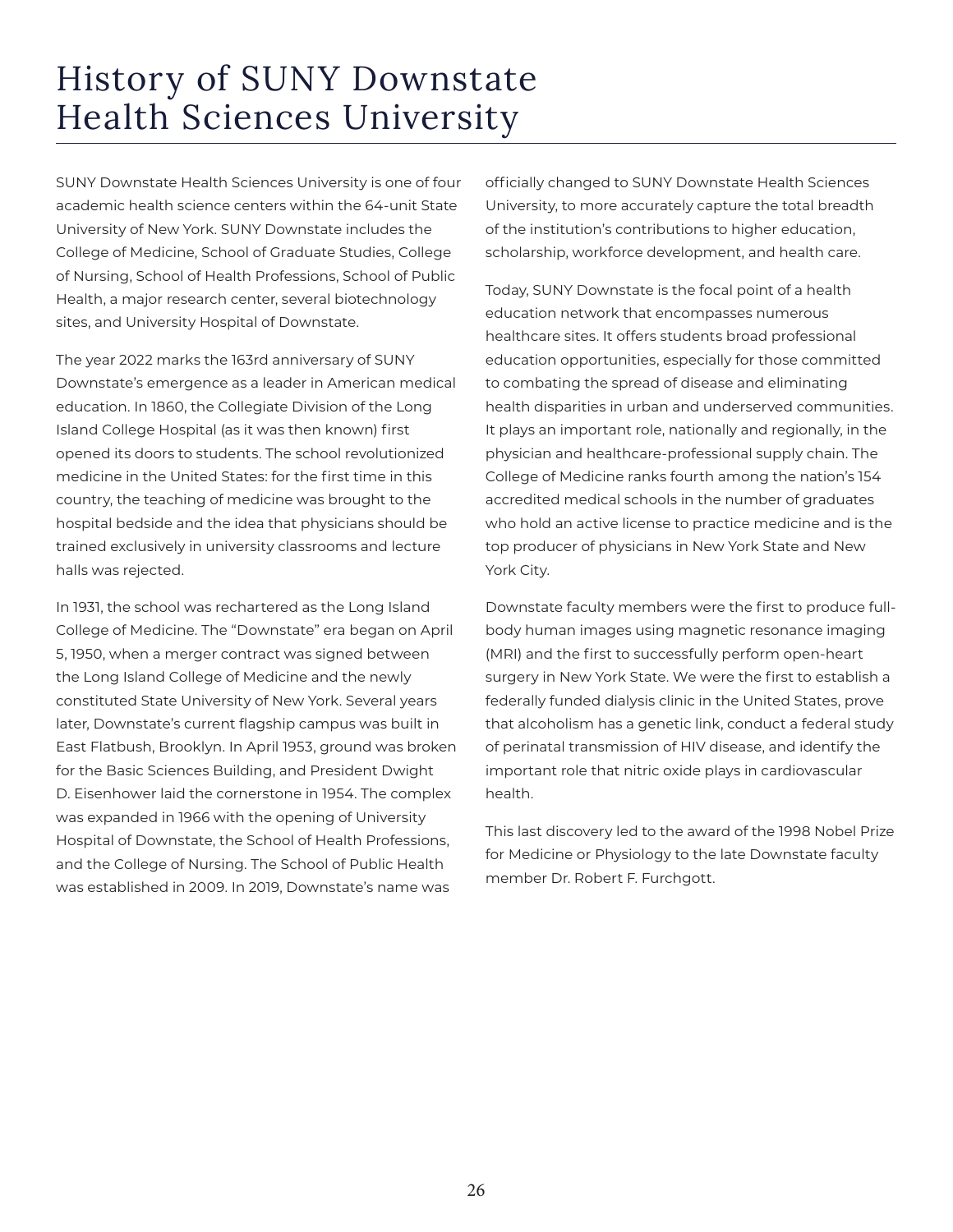# History of SUNY Downstate Health Sciences University

SUNY Downstate Health Sciences University is one of four academic health science centers within the 64-unit State University of New York. SUNY Downstate includes the College of Medicine, School of Graduate Studies, College of Nursing, School of Health Professions, School of Public Health, a major research center, several biotechnology sites, and University Hospital of Downstate.

The year 2022 marks the 163rd anniversary of SUNY Downstate's emergence as a leader in American medical education. In 1860, the Collegiate Division of the Long Island College Hospital (as it was then known) first opened its doors to students. The school revolutionized medicine in the United States: for the first time in this country, the teaching of medicine was brought to the hospital bedside and the idea that physicians should be trained exclusively in university classrooms and lecture halls was rejected.

In 1931, the school was rechartered as the Long Island College of Medicine. The "Downstate" era began on April 5, 1950, when a merger contract was signed between the Long Island College of Medicine and the newly constituted State University of New York. Several years later, Downstate's current flagship campus was built in East Flatbush, Brooklyn. In April 1953, ground was broken for the Basic Sciences Building, and President Dwight D. Eisenhower laid the cornerstone in 1954. The complex was expanded in 1966 with the opening of University Hospital of Downstate, the School of Health Professions, and the College of Nursing. The School of Public Health was established in 2009. In 2019, Downstate's name was officially changed to SUNY Downstate Health Sciences University, to more accurately capture the total breadth of the institution's contributions to higher education, scholarship, workforce development, and health care.

Today, SUNY Downstate is the focal point of a health education network that encompasses numerous healthcare sites. It offers students broad professional education opportunities, especially for those committed to combating the spread of disease and eliminating health disparities in urban and underserved communities. It plays an important role, nationally and regionally, in the physician and healthcare-professional supply chain. The College of Medicine ranks fourth among the nation's 154 accredited medical schools in the number of graduates who hold an active license to practice medicine and is the top producer of physicians in New York State and New York City.

Downstate faculty members were the first to produce full-body human images using magnetic resonance imaging (MRI) and the first to successfully perform open-heart surgery in New York State. We were the first to establish a federally funded dialysis clinic in the United States, prove that alcoholism has a genetic link, conduct a federal study of perinatal transmission of HIV disease, and identify the important role that nitric oxide plays in cardiovascular health.

This last discovery led to the award of the 1998 Nobel Prize for Medicine or Physiology to the late Downstate faculty member Dr. Robert F. Furchgott.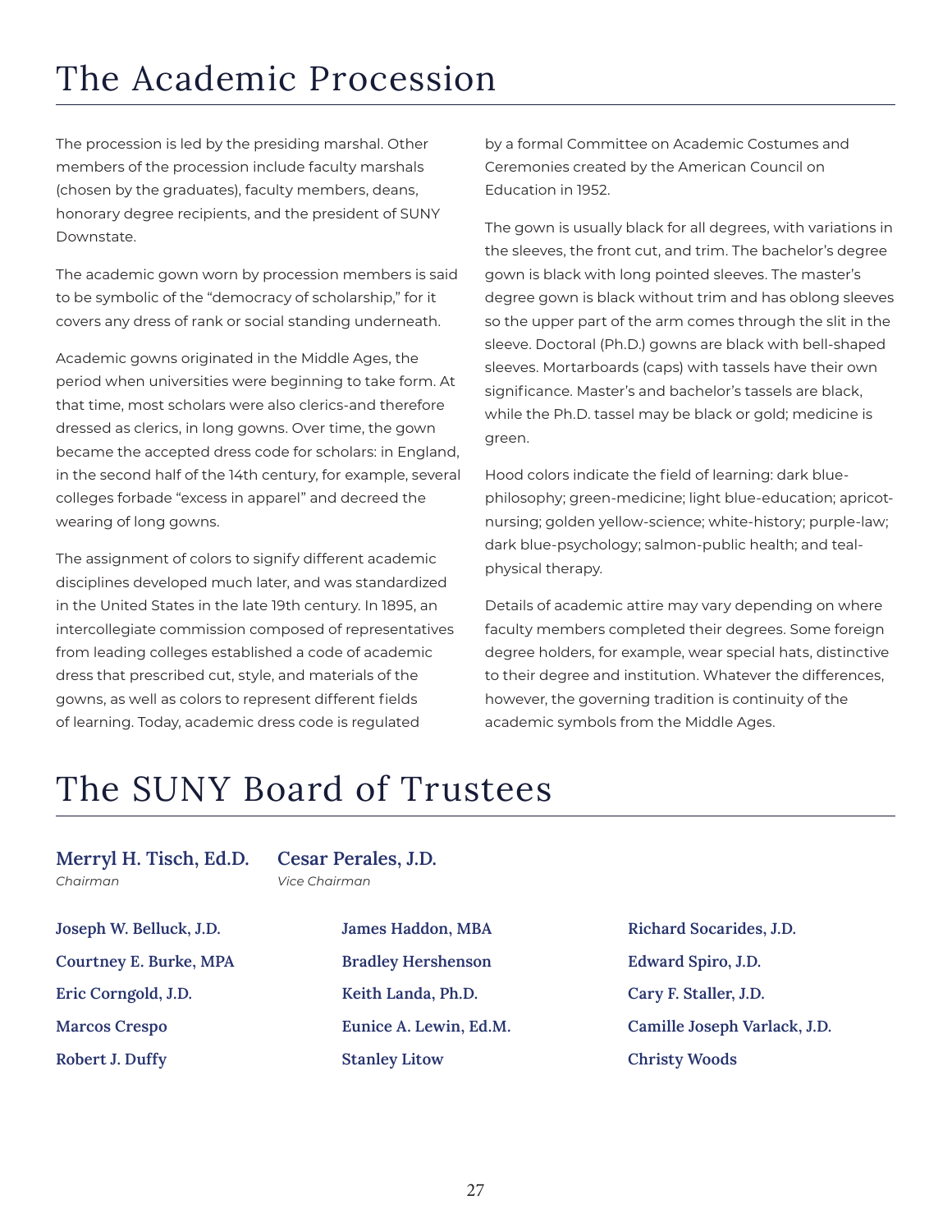# The Academic Procession

The procession is led by the presiding marshal. Other members of the procession include faculty marshals (chosen by the graduates), faculty members, deans, honorary degree recipients, and the president of SUNY Downstate.

The academic gown worn by procession members is said to be symbolic of the "democracy of scholarship," for it covers any dress of rank or social standing underneath.

Academic gowns originated in the Middle Ages, the period when universities were beginning to take form. At that time, most scholars were also clerics-and therefore dressed as clerics, in long gowns. Over time, the gown became the accepted dress code for scholars: in England, in the second half of the 14th century, for example, several colleges forbade "excess in apparel" and decreed the wearing of long gowns.

The assignment of colors to signify different academic disciplines developed much later, and was standardized in the United States in the late 19th century. In 1895, an intercollegiate commission composed of representatives from leading colleges established a code of academic dress that prescribed cut, style, and materials of the gowns, as well as colors to represent different fields of learning. Today, academic dress code is regulated by a formal Committee on Academic Costumes and Ceremonies created by the American Council on Education in 1952.

The gown is usually black for all degrees, with variations in the sleeves, the front cut, and trim. The bachelor's degree gown is black with long pointed sleeves. The master's degree gown is black without trim and has oblong sleeves so the upper part of the arm comes through the slit in the sleeve. Doctoral (Ph.D.) gowns are black with bell-shaped sleeves. Mortarboards (caps) with tassels have their own significance. Master's and bachelor's tassels are black, while the Ph.D. tassel may be black or gold; medicine is green.

Hood colors indicate the field of learning: dark blue-philosophy; green-medicine; light blue-education; apricot-nursing; golden yellow-science; white-history; purple-law; dark blue-psychology; salmon-public health; and teal-physical therapy.

Details of academic attire may vary depending on where faculty members completed their degrees. Some foreign degree holders, for example, wear special hats, distinctive to their degree and institution. Whatever the differences, however, the governing tradition is continuity of the academic symbols from the Middle Ages.

# The SUNY Board of Trustees

**Merryl H. Tisch, Ed.D.**
*Chairman*

**Cesar Perales, J.D.**
*Vice Chairman*

**Joseph W. Belluck, J.D.**
**Courtney E. Burke, MPA**
**Eric Corngold, J.D.**
**Marcos Crespo**
**Robert J. Duffy**
**James Haddon, MBA**
**Bradley Hershenson**
**Keith Landa, Ph.D.**
**Eunice A. Lewin, Ed.M.**
**Stanley Litow**
**Richard Socarides, J.D.**
**Edward Spiro, J.D.**
**Cary F. Staller, J.D.**
**Camille Joseph Varlack, J.D.**
**Christy Woods**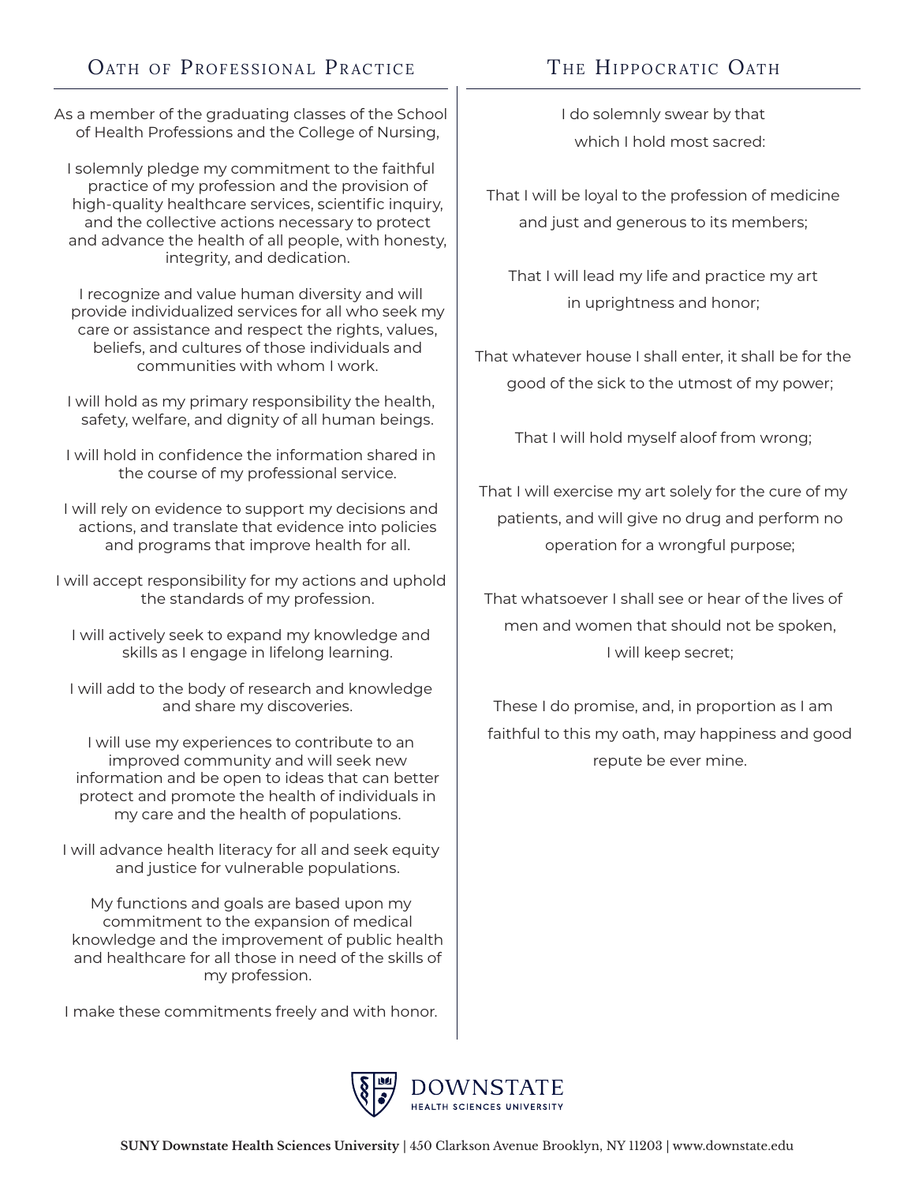## Oath of Professional Practice

As a member of the graduating classes of the School of Health Professions and the College of Nursing,

I solemnly pledge my commitment to the faithful practice of my profession and the provision of high-quality healthcare services, scientific inquiry, and the collective actions necessary to protect and advance the health of all people, with honesty, integrity, and dedication.

I recognize and value human diversity and will provide individualized services for all who seek my care or assistance and respect the rights, values, beliefs, and cultures of those individuals and communities with whom I work.

I will hold as my primary responsibility the health, safety, welfare, and dignity of all human beings.

I will hold in confidence the information shared in the course of my professional service.

I will rely on evidence to support my decisions and actions, and translate that evidence into policies and programs that improve health for all.

I will accept responsibility for my actions and uphold the standards of my profession.

I will actively seek to expand my knowledge and skills as I engage in lifelong learning.

I will add to the body of research and knowledge and share my discoveries.

I will use my experiences to contribute to an improved community and will seek new information and be open to ideas that can better protect and promote the health of individuals in my care and the health of populations.

I will advance health literacy for all and seek equity and justice for vulnerable populations.

My functions and goals are based upon my commitment to the expansion of medical knowledge and the improvement of public health and healthcare for all those in need of the skills of my profession.

I make these commitments freely and with honor.

## The Hippocratic Oath

I do solemnly swear by that which I hold most sacred:

That I will be loyal to the profession of medicine and just and generous to its members;

That I will lead my life and practice my art in uprightness and honor;

That whatever house I shall enter, it shall be for the good of the sick to the utmost of my power;

That I will hold myself aloof from wrong;

That I will exercise my art solely for the cure of my patients, and will give no drug and perform no operation for a wrongful purpose;

That whatsoever I shall see or hear of the lives of men and women that should not be spoken, I will keep secret;

These I do promise, and, in proportion as I am faithful to this my oath, may happiness and good repute be ever mine.

DOWNSTATE HEALTH SCIENCES UNIVERSITY

**SUNY Downstate Health Sciences University** | 450 Clarkson Avenue Brooklyn, NY 11203 | www.downstate.edu